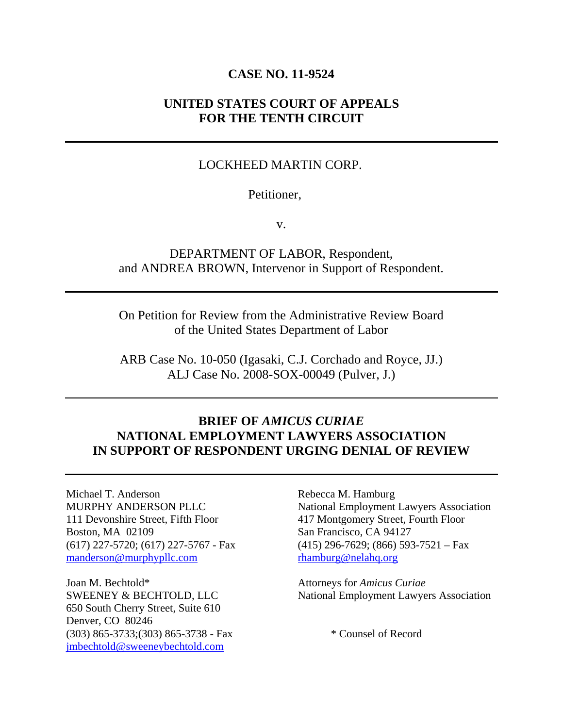**CASE NO. 11-9524**

**UNITED STATES COURT OF APPEALS**
**FOR THE TENTH CIRCUIT**

---

LOCKHEED MARTIN CORP.

Petitioner,

v.

DEPARTMENT OF LABOR, Respondent,
and ANDREA BROWN, Intervenor in Support of Respondent.

---

On Petition for Review from the Administrative Review Board
of the United States Department of Labor

ARB Case No. 10-050 (Igasaki, C.J. Corchado and Royce, JJ.)
ALJ Case No. 2008-SOX-00049 (Pulver, J.)

---

**BRIEF OF *AMICUS CURIAE***
**NATIONAL EMPLOYMENT LAWYERS ASSOCIATION**
**IN SUPPORT OF RESPONDENT URGING DENIAL OF REVIEW**

---

Michael T. Anderson
MURPHY ANDERSON PLLC
111 Devonshire Street, Fifth Floor
Boston, MA 02109
(617) 227-5720; (617) 227-5767 - Fax
manderson@murphypllc.com

Joan M. Bechtold*
SWEENEY & BECHTOLD, LLC
650 South Cherry Street, Suite 610
Denver, CO 80246
(303) 865-3733;(303) 865-3738 - Fax
jmbechtold@sweeneybechtold.com

Rebecca M. Hamburg
National Employment Lawyers Association
417 Montgomery Street, Fourth Floor
San Francisco, CA 94127
(415) 296-7629; (866) 593-7521 – Fax
rhamburg@nelahq.org

Attorneys for *Amicus Curiae*
National Employment Lawyers Association

\* Counsel of Record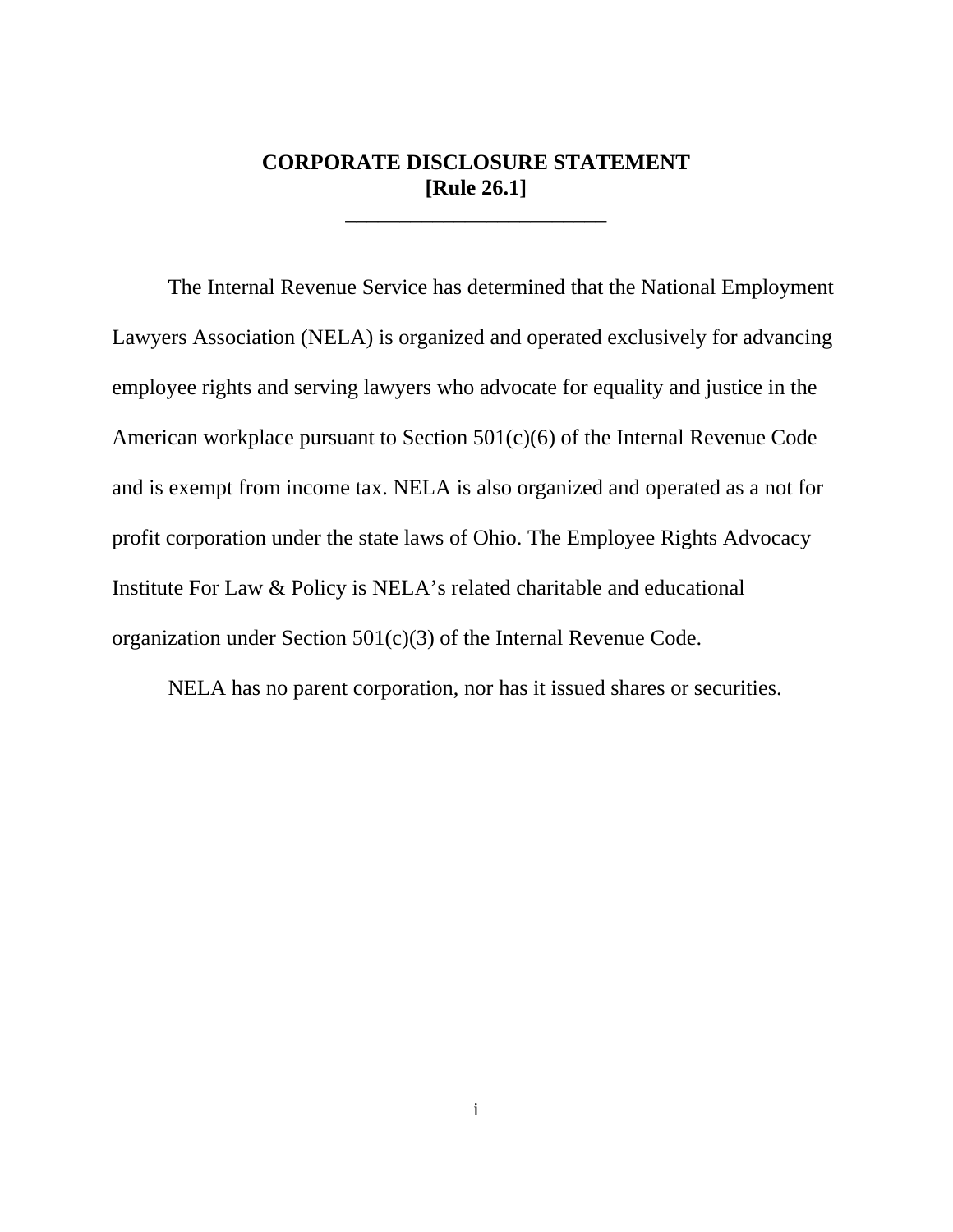# CORPORATE DISCLOSURE STATEMENT
**[Rule 26.1]**

---

The Internal Revenue Service has determined that the National Employment Lawyers Association (NELA) is organized and operated exclusively for advancing employee rights and serving lawyers who advocate for equality and justice in the American workplace pursuant to Section 501(c)(6) of the Internal Revenue Code and is exempt from income tax. NELA is also organized and operated as a not for profit corporation under the state laws of Ohio. The Employee Rights Advocacy Institute For Law & Policy is NELA's related charitable and educational organization under Section 501(c)(3) of the Internal Revenue Code.

NELA has no parent corporation, nor has it issued shares or securities.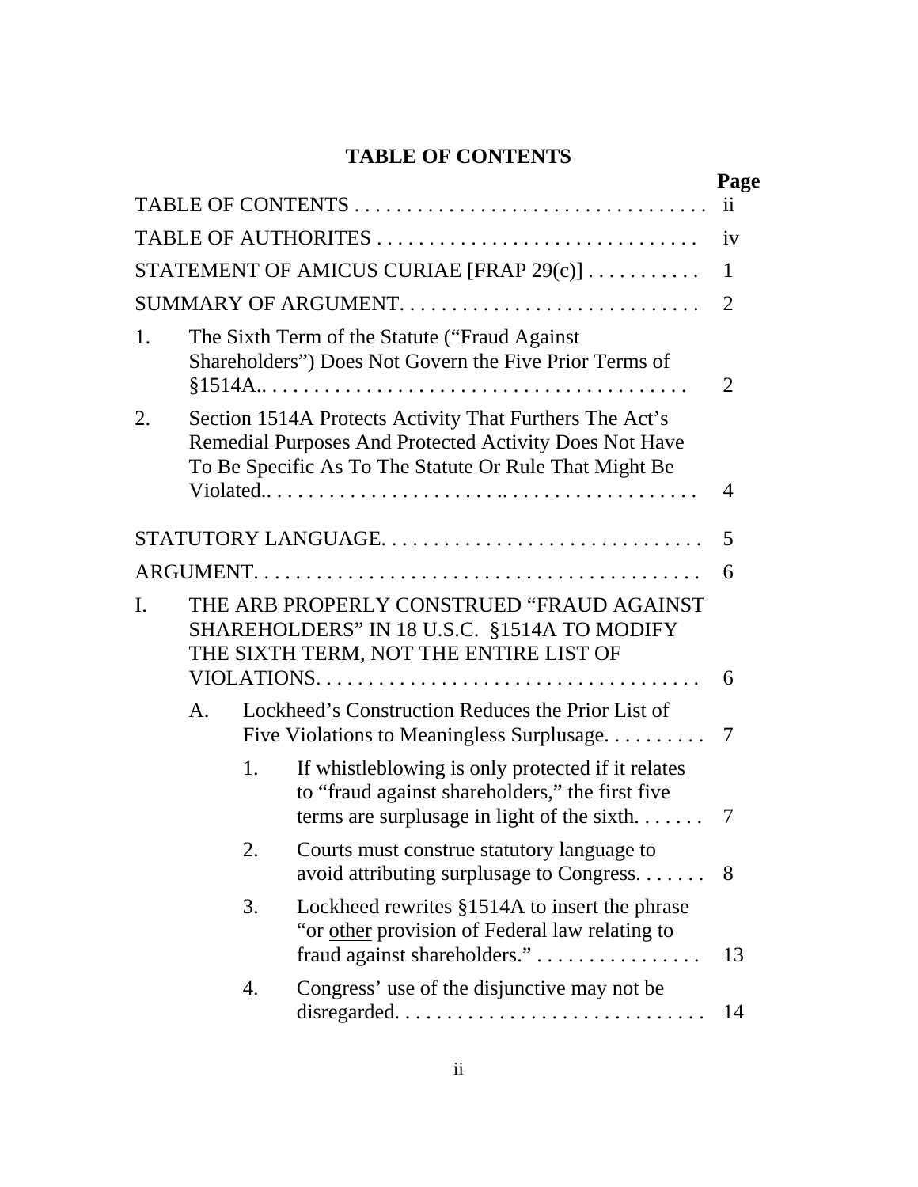## TABLE OF CONTENTS

| | Page |
|---|---|
| TABLE OF CONTENTS | ii |
| TABLE OF AUTHORITIES | iv |
| STATEMENT OF AMICUS CURIAE [FRAP 29(c)] | 1 |
| SUMMARY OF ARGUMENT | 2 |
| 1. The Sixth Term of the Statute ("Fraud Against Shareholders") Does Not Govern the Five Prior Terms of §1514A. | 2 |
| 2. Section 1514A Protects Activity That Furthers The Act's Remedial Purposes And Protected Activity Does Not Have To Be Specific As To The Statute Or Rule That Might Be Violated. | 4 |
| STATUTORY LANGUAGE | 5 |
| ARGUMENT | 6 |
| I. THE ARB PROPERLY CONSTRUED "FRAUD AGAINST SHAREHOLDERS" IN 18 U.S.C. §1514A TO MODIFY THE SIXTH TERM, NOT THE ENTIRE LIST OF VIOLATIONS. | 6 |
| A. Lockheed's Construction Reduces the Prior List of Five Violations to Meaningless Surplusage. | 7 |
| 1. If whistleblowing is only protected if it relates to "fraud against shareholders," the first five terms are surplusage in light of the sixth. | 7 |
| 2. Courts must construe statutory language to avoid attributing surplusage to Congress. | 8 |
| 3. Lockheed rewrites §1514A to insert the phrase "or <u>other</u> provision of Federal law relating to fraud against shareholders." | 13 |
| 4. Congress' use of the disjunctive may not be disregarded. | 14 |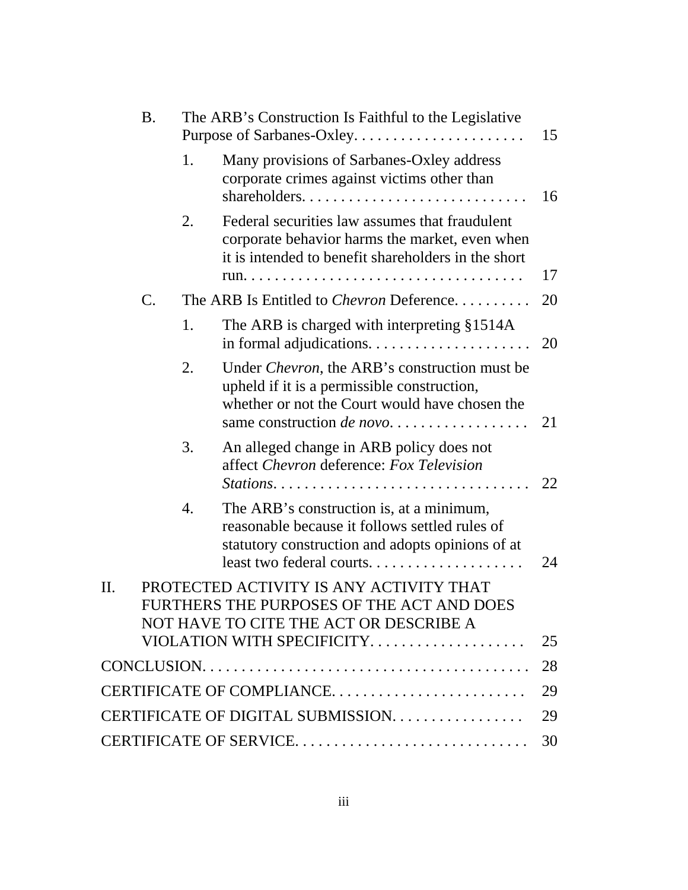| | | | |
|---|---|---|---|
| B. | The ARB's Construction Is Faithful to the Legislative Purpose of Sarbanes-Oxley. | | 15 |
| | 1. | Many provisions of Sarbanes-Oxley address corporate crimes against victims other than shareholders. | 16 |
| | 2. | Federal securities law assumes that fraudulent corporate behavior harms the market, even when it is intended to benefit shareholders in the short run. | 17 |
| C. | The ARB Is Entitled to *Chevron* Deference. | | 20 |
| | 1. | The ARB is charged with interpreting §1514A in formal adjudications. | 20 |
| | 2. | Under *Chevron*, the ARB's construction must be upheld if it is a permissible construction, whether or not the Court would have chosen the same construction *de novo*. | 21 |
| | 3. | An alleged change in ARB policy does not affect *Chevron* deference: *Fox Television Stations*. | 22 |
| | 4. | The ARB's construction is, at a minimum, reasonable because it follows settled rules of statutory construction and adopts opinions of at least two federal courts. | 24 |

II. PROTECTED ACTIVITY IS ANY ACTIVITY THAT FURTHERS THE PURPOSES OF THE ACT AND DOES NOT HAVE TO CITE THE ACT OR DESCRIBE A VIOLATION WITH SPECIFICITY. .... 25

CONCLUSION. .... 28

CERTIFICATE OF COMPLIANCE. .... 29

CERTIFICATE OF DIGITAL SUBMISSION. .... 29

CERTIFICATE OF SERVICE. .... 30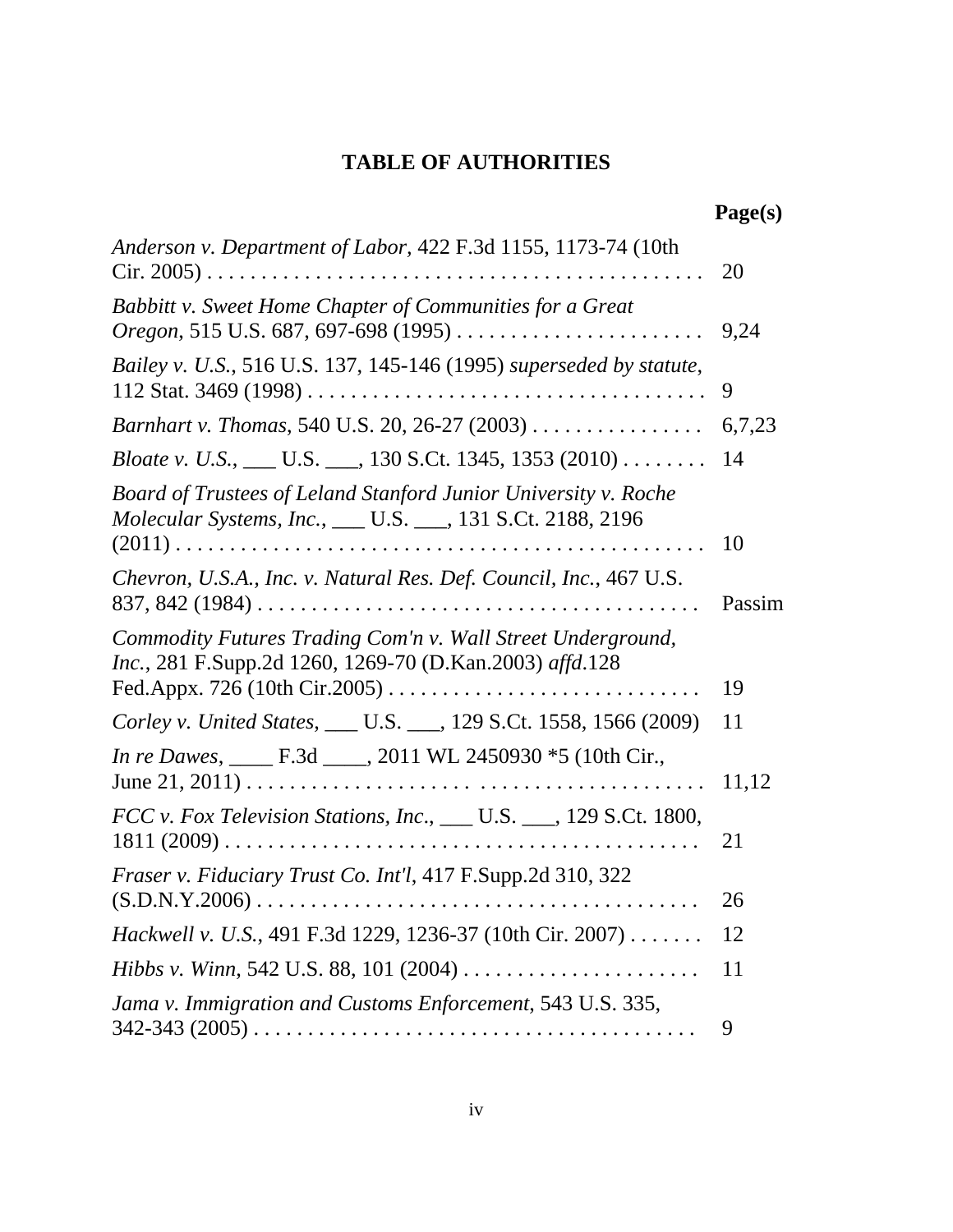# TABLE OF AUTHORITIES

| | Page(s) |
|---|---|
| *Anderson v. Department of Labor*, 422 F.3d 1155, 1173-74 (10th Cir. 2005) | 20 |
| *Babbitt v. Sweet Home Chapter of Communities for a Great Oregon*, 515 U.S. 687, 697-698 (1995) | 9,24 |
| *Bailey v. U.S.*, 516 U.S. 137, 145-146 (1995) *superseded by statute*, 112 Stat. 3469 (1998) | 9 |
| *Barnhart v. Thomas*, 540 U.S. 20, 26-27 (2003) | 6,7,23 |
| *Bloate v. U.S.*, ___ U.S. ___, 130 S.Ct. 1345, 1353 (2010) | 14 |
| *Board of Trustees of Leland Stanford Junior University v. Roche Molecular Systems, Inc.*, ___ U.S. ___, 131 S.Ct. 2188, 2196 (2011) | 10 |
| *Chevron, U.S.A., Inc. v. Natural Res. Def. Council, Inc.*, 467 U.S. 837, 842 (1984) | Passim |
| *Commodity Futures Trading Com'n v. Wall Street Underground, Inc.*, 281 F.Supp.2d 1260, 1269-70 (D.Kan.2003) *affd*.128 Fed.Appx. 726 (10th Cir.2005) | 19 |
| *Corley v. United States*, ___ U.S. ___, 129 S.Ct. 1558, 1566 (2009) | 11 |
| *In re Dawes*, ____ F.3d ____, 2011 WL 2450930 *5 (10th Cir., June 21, 2011) | 11,12 |
| *FCC v. Fox Television Stations, Inc*., ___ U.S. ___, 129 S.Ct. 1800, 1811 (2009) | 21 |
| *Fraser v. Fiduciary Trust Co. Int'l*, 417 F.Supp.2d 310, 322 (S.D.N.Y.2006) | 26 |
| *Hackwell v. U.S.*, 491 F.3d 1229, 1236-37 (10th Cir. 2007) | 12 |
| *Hibbs v. Winn*, 542 U.S. 88, 101 (2004) | 11 |
| *Jama v. Immigration and Customs Enforcement*, 543 U.S. 335, 342-343 (2005) | 9 |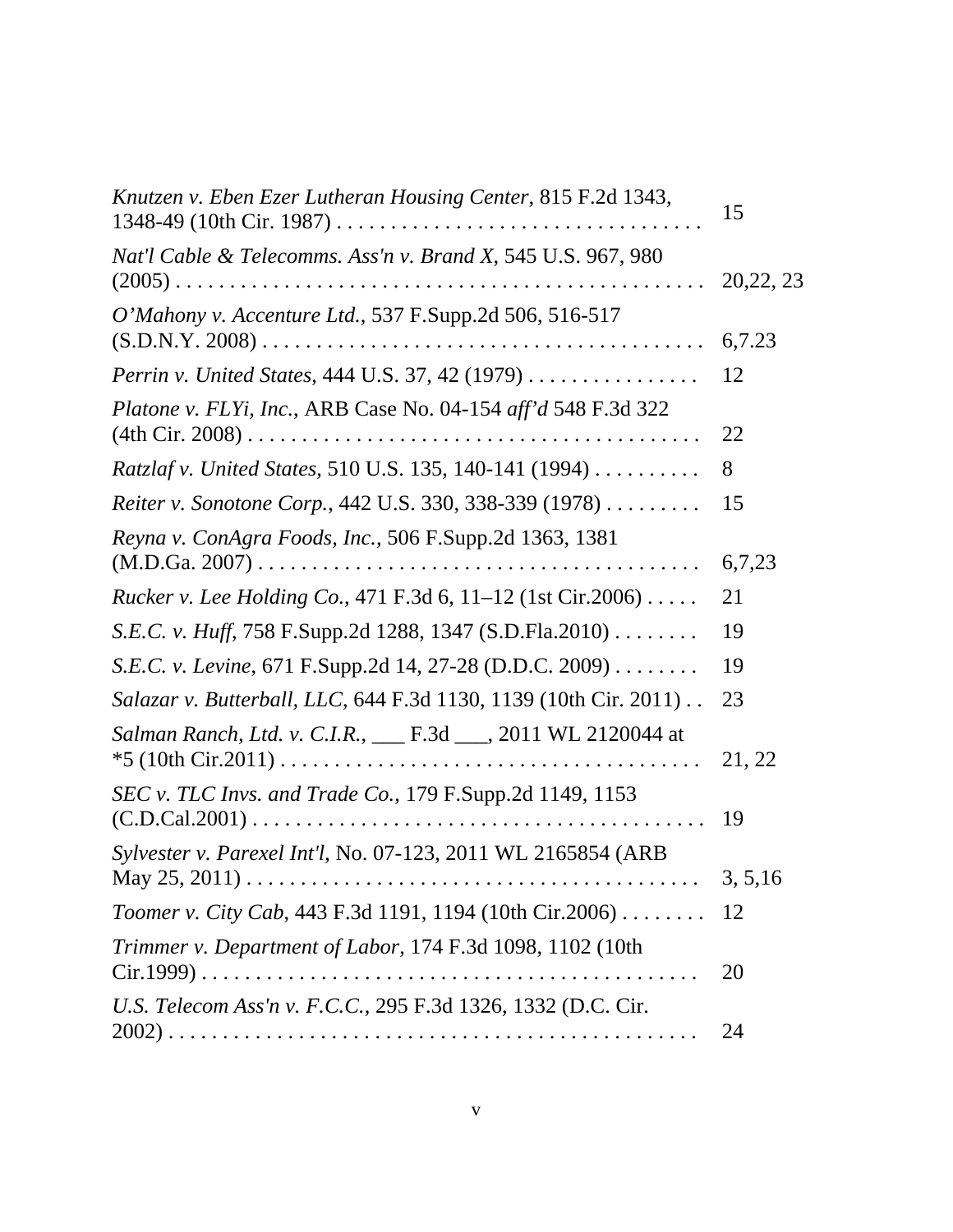| | |
|---|---|
| *Knutzen v. Eben Ezer Lutheran Housing Center*, 815 F.2d 1343, 1348-49 (10th Cir. 1987) . . . . . . . . . . . . . . . . . . . . . . . . . . . . . . . . . | 15 |
| *Nat'l Cable & Telecomms. Ass'n v. Brand X*, 545 U.S. 967, 980 (2005) . . . . . . . . . . . . . . . . . . . . . . . . . . . . . . . . . . . . . . . . . . . . . . | 20,22, 23 |
| *O'Mahony v. Accenture Ltd.*, 537 F.Supp.2d 506, 516-517 (S.D.N.Y. 2008) . . . . . . . . . . . . . . . . . . . . . . . . . . . . . . . . . . . . . . . . | 6,7.23 |
| *Perrin v. United States*, 444 U.S. 37, 42 (1979) . . . . . . . . . . . . . . . . | 12 |
| *Platone v. FLYi, Inc.*, ARB Case No. 04-154 *aff'd* 548 F.3d 322 (4th Cir. 2008) . . . . . . . . . . . . . . . . . . . . . . . . . . . . . . . . . . . . . . . . . | 22 |
| *Ratzlaf v. United States*, 510 U.S. 135, 140-141 (1994) . . . . . . . . . . | 8 |
| *Reiter v. Sonotone Corp.*, 442 U.S. 330, 338-339 (1978) . . . . . . . . . | 15 |
| *Reyna v. ConAgra Foods, Inc.*, 506 F.Supp.2d 1363, 1381 (M.D.Ga. 2007) . . . . . . . . . . . . . . . . . . . . . . . . . . . . . . . . . . . . . . . . | 6,7,23 |
| *Rucker v. Lee Holding Co.*, 471 F.3d 6, 11–12 (1st Cir.2006) . . . . . | 21 |
| *S.E.C. v. Huff*, 758 F.Supp.2d 1288, 1347 (S.D.Fla.2010) . . . . . . . . | 19 |
| *S.E.C. v. Levine*, 671 F.Supp.2d 14, 27-28 (D.D.C. 2009) . . . . . . . . | 19 |
| *Salazar v. Butterball, LLC*, 644 F.3d 1130, 1139 (10th Cir. 2011) . . | 23 |
| *Salman Ranch, Ltd. v. C.I.R.*, ___ F.3d ___, 2011 WL 2120044 at *5 (10th Cir.2011) . . . . . . . . . . . . . . . . . . . . . . . . . . . . . . . . . . . . . . | 21, 22 |
| *SEC v. TLC Invs. and Trade Co.*, 179 F.Supp.2d 1149, 1153 (C.D.Cal.2001) . . . . . . . . . . . . . . . . . . . . . . . . . . . . . . . . . . . . . . . . . | 19 |
| *Sylvester v. Parexel Int'l*, No. 07-123, 2011 WL 2165854 (ARB May 25, 2011) . . . . . . . . . . . . . . . . . . . . . . . . . . . . . . . . . . . . . . . . . | 3, 5,16 |
| *Toomer v. City Cab*, 443 F.3d 1191, 1194 (10th Cir.2006) . . . . . . . . | 12 |
| *Trimmer v. Department of Labor*, 174 F.3d 1098, 1102 (10th Cir.1999) . . . . . . . . . . . . . . . . . . . . . . . . . . . . . . . . . . . . . . . . . . . . . . . | 20 |
| *U.S. Telecom Ass'n v. F.C.C.*, 295 F.3d 1326, 1332 (D.C. Cir. 2002) . . . . . . . . . . . . . . . . . . . . . . . . . . . . . . . . . . . . . . . . . . . . . . . . | 24 |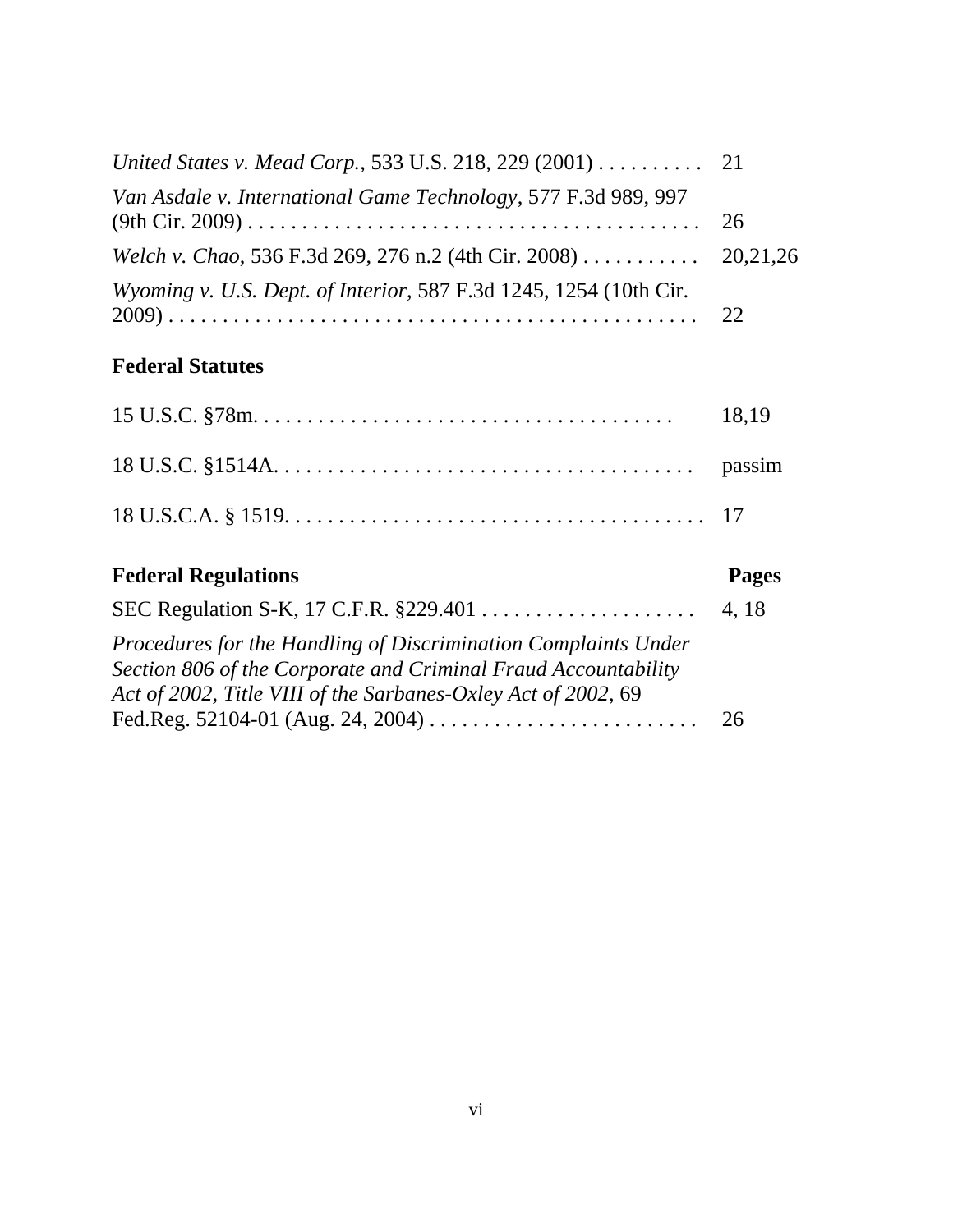*United States v. Mead Corp.*, 533 U.S. 218, 229 (2001) . . . . . . . . . . 21

*Van Asdale v. International Game Technology*, 577 F.3d 989, 997 (9th Cir. 2009) . . . . . . . . . . . . . . . . . . . . . . . . . . . . . . . . . . . . . . . . 26

*Welch v. Chao*, 536 F.3d 269, 276 n.2 (4th Cir. 2008) . . . . . . . . . . . 20,21,26

*Wyoming v. U.S. Dept. of Interior*, 587 F.3d 1245, 1254 (10th Cir. 2009) . . . . . . . . . . . . . . . . . . . . . . . . . . . . . . . . . . . . . . . . . . . . . . 22

**Federal Statutes**

15 U.S.C. §78m. . . . . . . . . . . . . . . . . . . . . . . . . . . . . . . . . . . . . . 18,19

18 U.S.C. §1514A. . . . . . . . . . . . . . . . . . . . . . . . . . . . . . . . . . . . . . passim

18 U.S.C.A. § 1519. . . . . . . . . . . . . . . . . . . . . . . . . . . . . . . . . . . . . . 17

**Federal Regulations** **Pages**

SEC Regulation S-K, 17 C.F.R. §229.401 . . . . . . . . . . . . . . . . . . . . 4, 18

*Procedures for the Handling of Discrimination Complaints Under Section 806 of the Corporate and Criminal Fraud Accountability Act of 2002, Title VIII of the Sarbanes-Oxley Act of 2002*, 69 Fed.Reg. 52104-01 (Aug. 24, 2004) . . . . . . . . . . . . . . . . . . . . . . . . . 26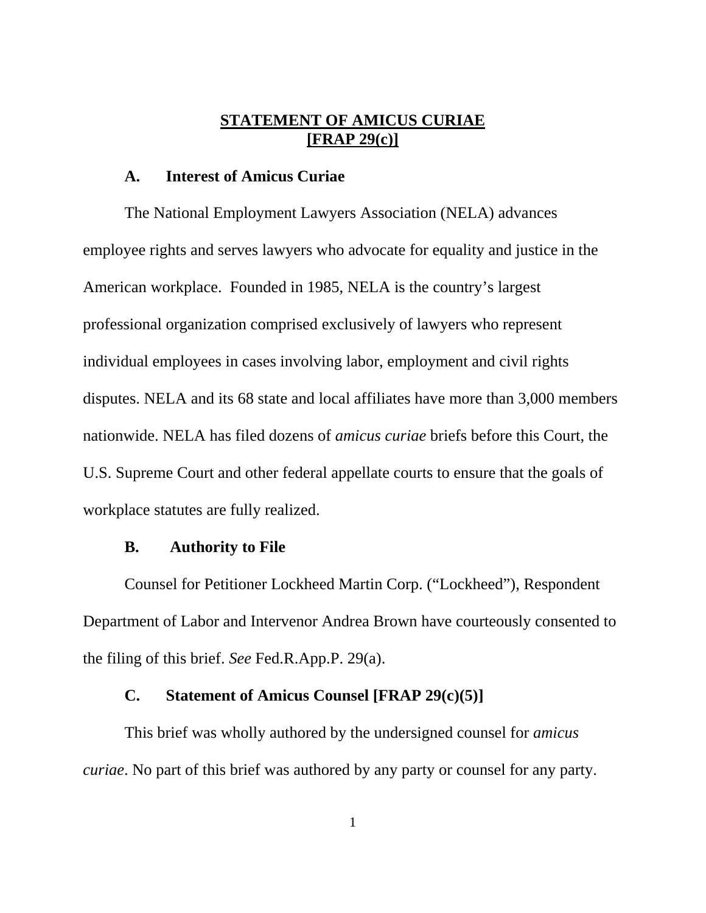# STATEMENT OF AMICUS CURIAE [FRAP 29(c)]

### A. Interest of Amicus Curiae

The National Employment Lawyers Association (NELA) advances employee rights and serves lawyers who advocate for equality and justice in the American workplace. Founded in 1985, NELA is the country's largest professional organization comprised exclusively of lawyers who represent individual employees in cases involving labor, employment and civil rights disputes. NELA and its 68 state and local affiliates have more than 3,000 members nationwide. NELA has filed dozens of *amicus curiae* briefs before this Court, the U.S. Supreme Court and other federal appellate courts to ensure that the goals of workplace statutes are fully realized.

### B. Authority to File

Counsel for Petitioner Lockheed Martin Corp. ("Lockheed"), Respondent Department of Labor and Intervenor Andrea Brown have courteously consented to the filing of this brief. *See* Fed.R.App.P. 29(a).

### C. Statement of Amicus Counsel [FRAP 29(c)(5)]

This brief was wholly authored by the undersigned counsel for *amicus curiae*. No part of this brief was authored by any party or counsel for any party.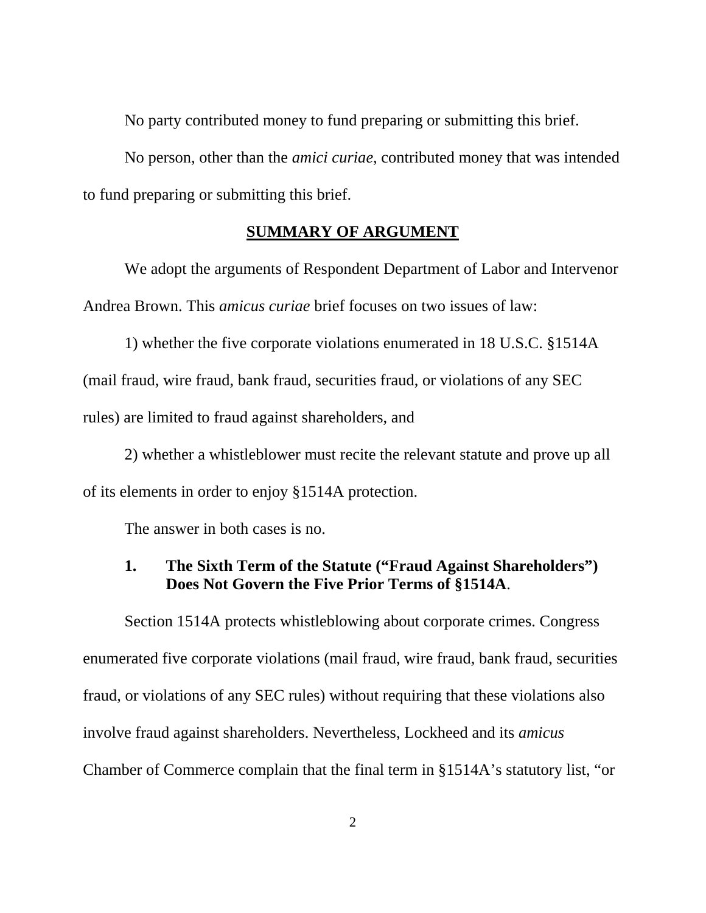No party contributed money to fund preparing or submitting this brief.

No person, other than the *amici curiae*, contributed money that was intended to fund preparing or submitting this brief.

## SUMMARY OF ARGUMENT

We adopt the arguments of Respondent Department of Labor and Intervenor Andrea Brown. This *amicus curiae* brief focuses on two issues of law:

1) whether the five corporate violations enumerated in 18 U.S.C. §1514A (mail fraud, wire fraud, bank fraud, securities fraud, or violations of any SEC rules) are limited to fraud against shareholders, and

2) whether a whistleblower must recite the relevant statute and prove up all of its elements in order to enjoy §1514A protection.

The answer in both cases is no.

### 1. The Sixth Term of the Statute ("Fraud Against Shareholders") Does Not Govern the Five Prior Terms of §1514A.

Section 1514A protects whistleblowing about corporate crimes. Congress enumerated five corporate violations (mail fraud, wire fraud, bank fraud, securities fraud, or violations of any SEC rules) without requiring that these violations also involve fraud against shareholders. Nevertheless, Lockheed and its *amicus* Chamber of Commerce complain that the final term in §1514A's statutory list, "or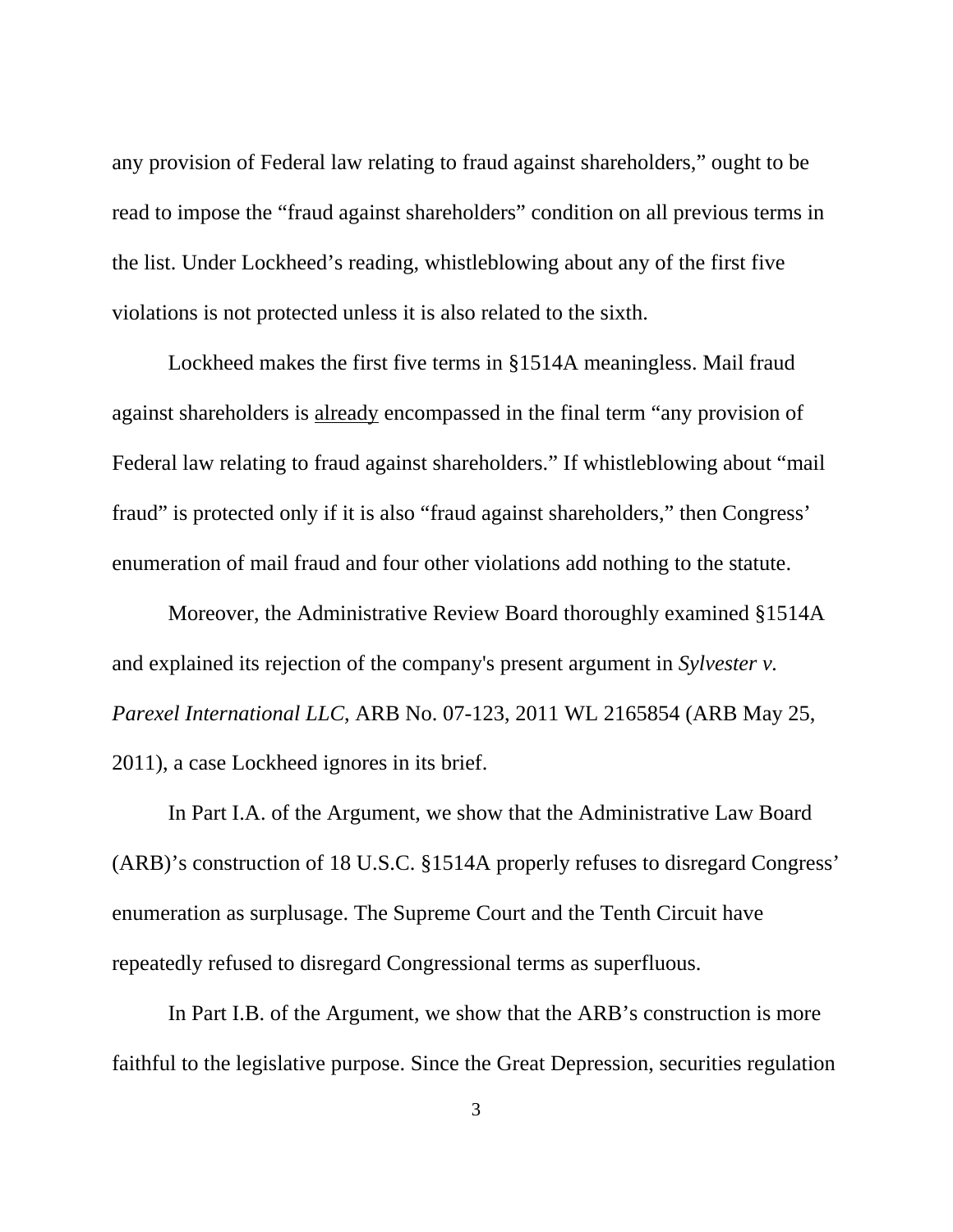any provision of Federal law relating to fraud against shareholders," ought to be read to impose the "fraud against shareholders" condition on all previous terms in the list. Under Lockheed's reading, whistleblowing about any of the first five violations is not protected unless it is also related to the sixth.

Lockheed makes the first five terms in §1514A meaningless. Mail fraud against shareholders is <u>already</u> encompassed in the final term "any provision of Federal law relating to fraud against shareholders." If whistleblowing about "mail fraud" is protected only if it is also "fraud against shareholders," then Congress' enumeration of mail fraud and four other violations add nothing to the statute.

Moreover, the Administrative Review Board thoroughly examined §1514A and explained its rejection of the company's present argument in *Sylvester v. Parexel International LLC*, ARB No. 07-123, 2011 WL 2165854 (ARB May 25, 2011), a case Lockheed ignores in its brief.

In Part I.A. of the Argument, we show that the Administrative Law Board (ARB)'s construction of 18 U.S.C. §1514A properly refuses to disregard Congress' enumeration as surplusage. The Supreme Court and the Tenth Circuit have repeatedly refused to disregard Congressional terms as superfluous.

In Part I.B. of the Argument, we show that the ARB's construction is more faithful to the legislative purpose. Since the Great Depression, securities regulation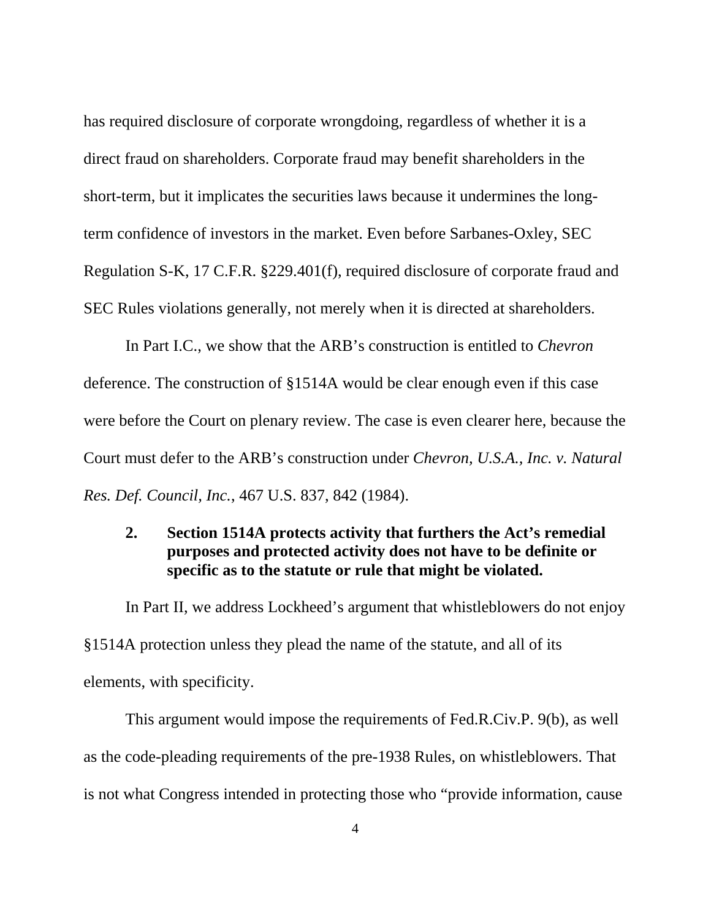has required disclosure of corporate wrongdoing, regardless of whether it is a direct fraud on shareholders. Corporate fraud may benefit shareholders in the short-term, but it implicates the securities laws because it undermines the long-term confidence of investors in the market. Even before Sarbanes-Oxley, SEC Regulation S-K, 17 C.F.R. §229.401(f), required disclosure of corporate fraud and SEC Rules violations generally, not merely when it is directed at shareholders.

In Part I.C., we show that the ARB's construction is entitled to *Chevron* deference. The construction of §1514A would be clear enough even if this case were before the Court on plenary review. The case is even clearer here, because the Court must defer to the ARB's construction under *Chevron, U.S.A., Inc. v. Natural Res. Def. Council, Inc.*, 467 U.S. 837, 842 (1984).

### 2. Section 1514A protects activity that furthers the Act's remedial purposes and protected activity does not have to be definite or specific as to the statute or rule that might be violated.

In Part II, we address Lockheed's argument that whistleblowers do not enjoy §1514A protection unless they plead the name of the statute, and all of its elements, with specificity.

This argument would impose the requirements of Fed.R.Civ.P. 9(b), as well as the code-pleading requirements of the pre-1938 Rules, on whistleblowers. That is not what Congress intended in protecting those who "provide information, cause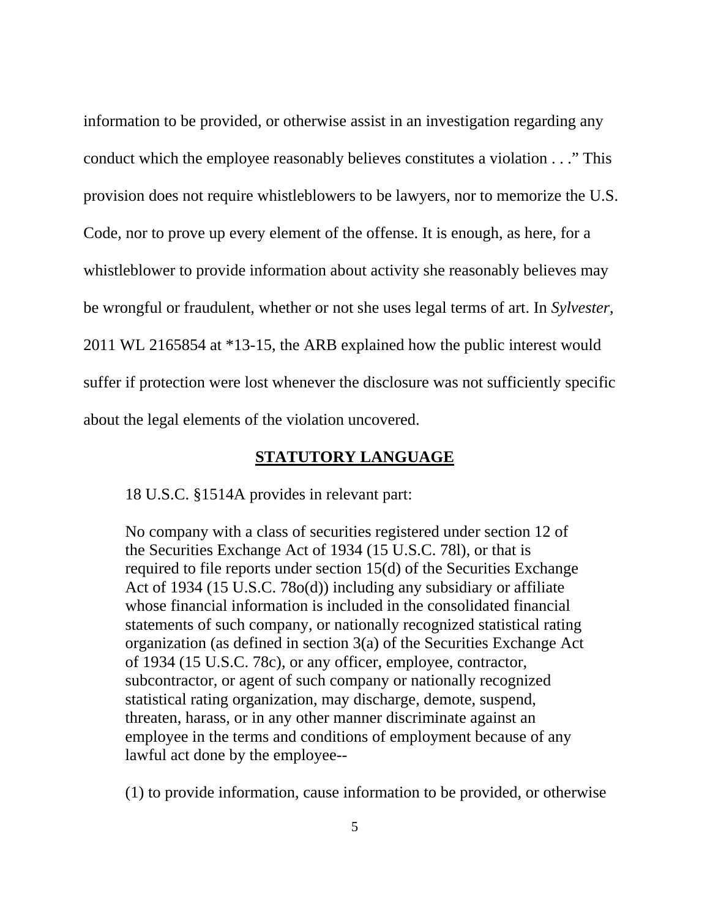information to be provided, or otherwise assist in an investigation regarding any conduct which the employee reasonably believes constitutes a violation . . ." This provision does not require whistleblowers to be lawyers, nor to memorize the U.S. Code, nor to prove up every element of the offense. It is enough, as here, for a whistleblower to provide information about activity she reasonably believes may be wrongful or fraudulent, whether or not she uses legal terms of art. In *Sylvester*, 2011 WL 2165854 at *13-15, the ARB explained how the public interest would suffer if protection were lost whenever the disclosure was not sufficiently specific about the legal elements of the violation uncovered.

## **STATUTORY LANGUAGE**

18 U.S.C. §1514A provides in relevant part:

> No company with a class of securities registered under section 12 of the Securities Exchange Act of 1934 (15 U.S.C. 78l), or that is required to file reports under section 15(d) of the Securities Exchange Act of 1934 (15 U.S.C. 78o(d)) including any subsidiary or affiliate whose financial information is included in the consolidated financial statements of such company, or nationally recognized statistical rating organization (as defined in section 3(a) of the Securities Exchange Act of 1934 (15 U.S.C. 78c), or any officer, employee, contractor, subcontractor, or agent of such company or nationally recognized statistical rating organization, may discharge, demote, suspend, threaten, harass, or in any other manner discriminate against an employee in the terms and conditions of employment because of any lawful act done by the employee--
>
> (1) to provide information, cause information to be provided, or otherwise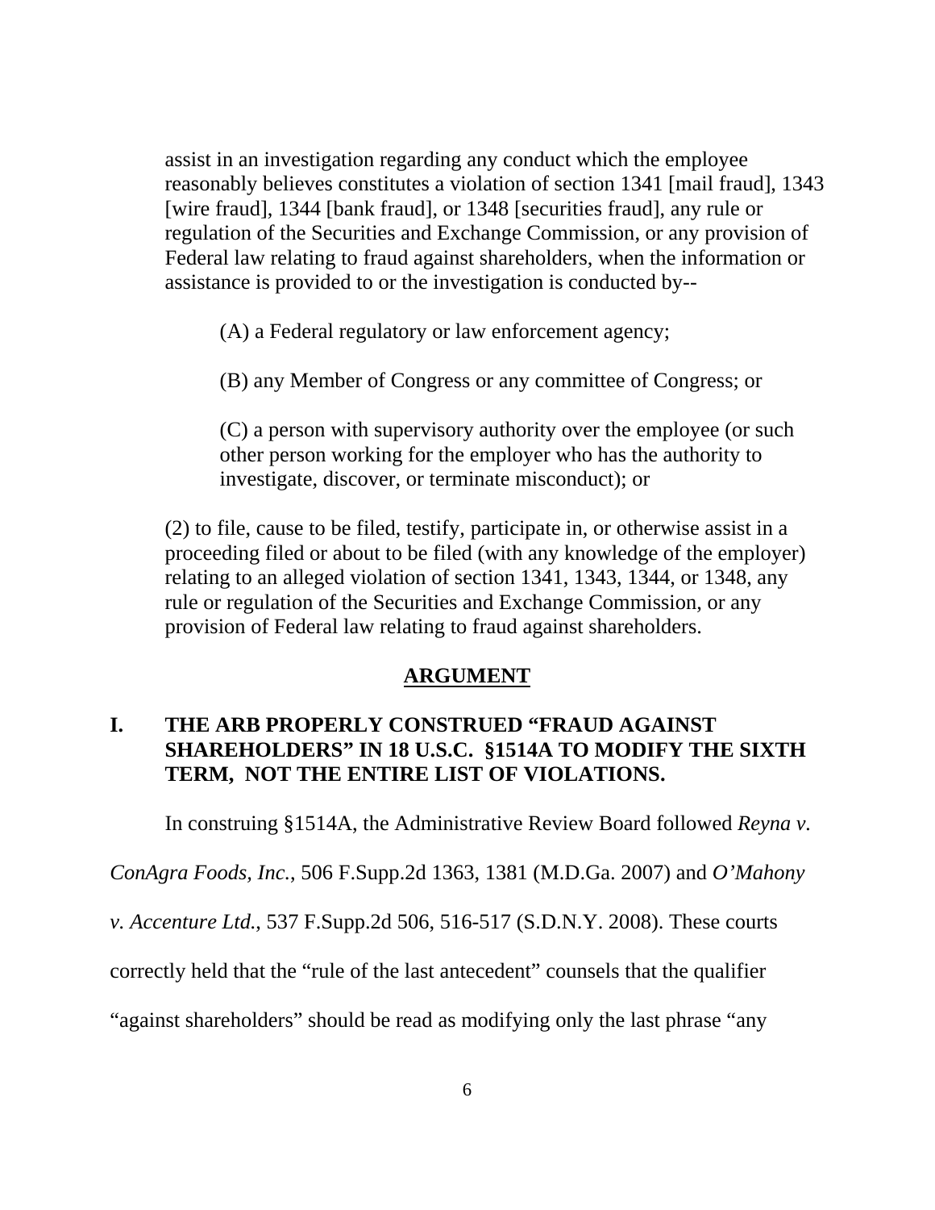assist in an investigation regarding any conduct which the employee reasonably believes constitutes a violation of section 1341 [mail fraud], 1343 [wire fraud], 1344 [bank fraud], or 1348 [securities fraud], any rule or regulation of the Securities and Exchange Commission, or any provision of Federal law relating to fraud against shareholders, when the information or assistance is provided to or the investigation is conducted by--

> (A) a Federal regulatory or law enforcement agency;
>
> (B) any Member of Congress or any committee of Congress; or
>
> (C) a person with supervisory authority over the employee (or such other person working for the employer who has the authority to investigate, discover, or terminate misconduct); or

(2) to file, cause to be filed, testify, participate in, or otherwise assist in a proceeding filed or about to be filed (with any knowledge of the employer) relating to an alleged violation of section 1341, 1343, 1344, or 1348, any rule or regulation of the Securities and Exchange Commission, or any provision of Federal law relating to fraud against shareholders.

## ARGUMENT

### I. THE ARB PROPERLY CONSTRUED "FRAUD AGAINST SHAREHOLDERS" IN 18 U.S.C. §1514A TO MODIFY THE SIXTH TERM, NOT THE ENTIRE LIST OF VIOLATIONS.

In construing §1514A, the Administrative Review Board followed *Reyna v. ConAgra Foods, Inc.*, 506 F.Supp.2d 1363, 1381 (M.D.Ga. 2007) and *O'Mahony v. Accenture Ltd.*, 537 F.Supp.2d 506, 516-517 (S.D.N.Y. 2008). These courts correctly held that the "rule of the last antecedent" counsels that the qualifier "against shareholders" should be read as modifying only the last phrase "any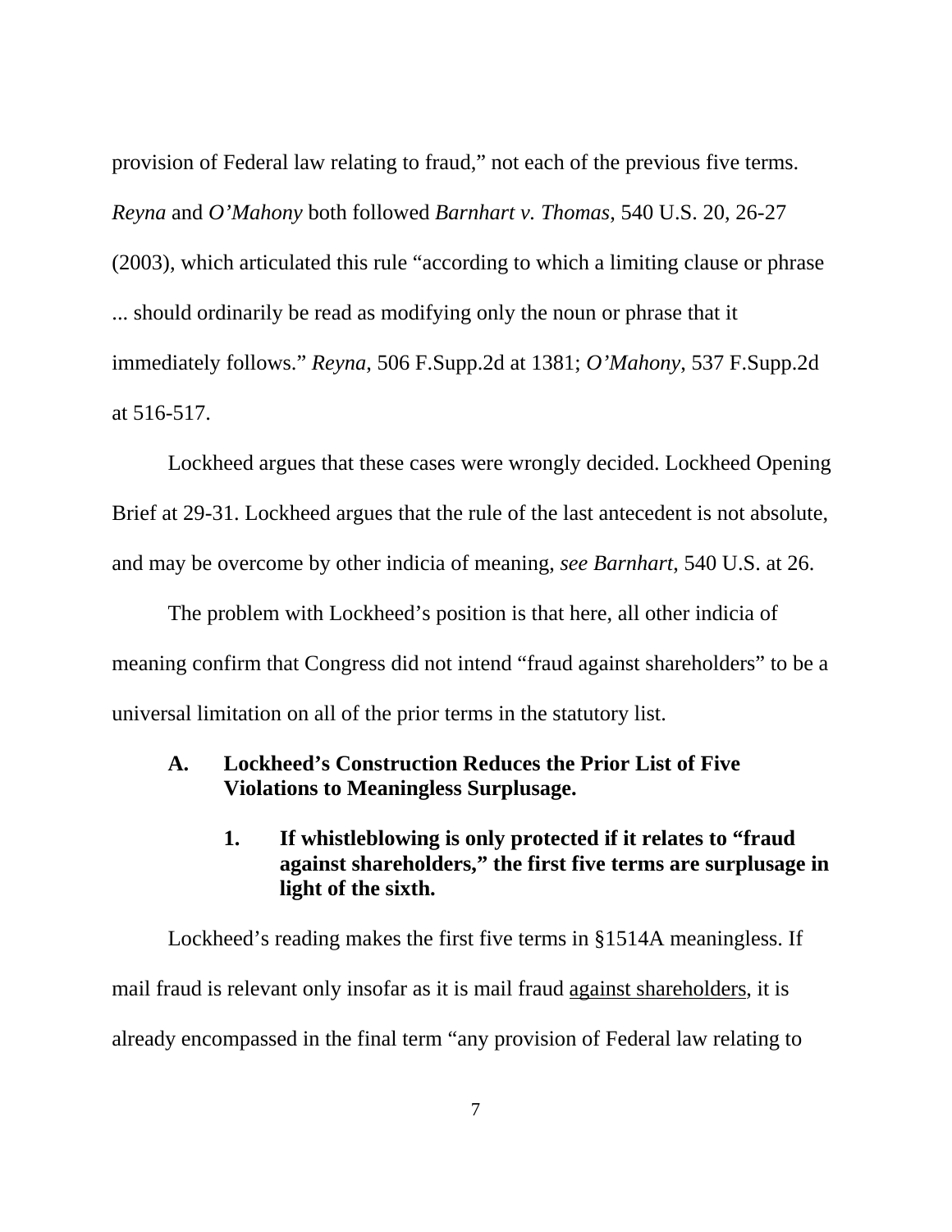provision of Federal law relating to fraud," not each of the previous five terms. *Reyna* and *O'Mahony* both followed *Barnhart v. Thomas*, 540 U.S. 20, 26-27 (2003), which articulated this rule "according to which a limiting clause or phrase ... should ordinarily be read as modifying only the noun or phrase that it immediately follows." *Reyna*, 506 F.Supp.2d at 1381; *O'Mahony*, 537 F.Supp.2d at 516-517.

Lockheed argues that these cases were wrongly decided. Lockheed Opening Brief at 29-31. Lockheed argues that the rule of the last antecedent is not absolute, and may be overcome by other indicia of meaning, *see Barnhart*, 540 U.S. at 26.

The problem with Lockheed's position is that here, all other indicia of meaning confirm that Congress did not intend "fraud against shareholders" to be a universal limitation on all of the prior terms in the statutory list.

### A. Lockheed's Construction Reduces the Prior List of Five Violations to Meaningless Surplusage.

#### 1. If whistleblowing is only protected if it relates to "fraud against shareholders," the first five terms are surplusage in light of the sixth.

Lockheed's reading makes the first five terms in §1514A meaningless. If mail fraud is relevant only insofar as it is mail fraud <u>against shareholders</u>, it is already encompassed in the final term "any provision of Federal law relating to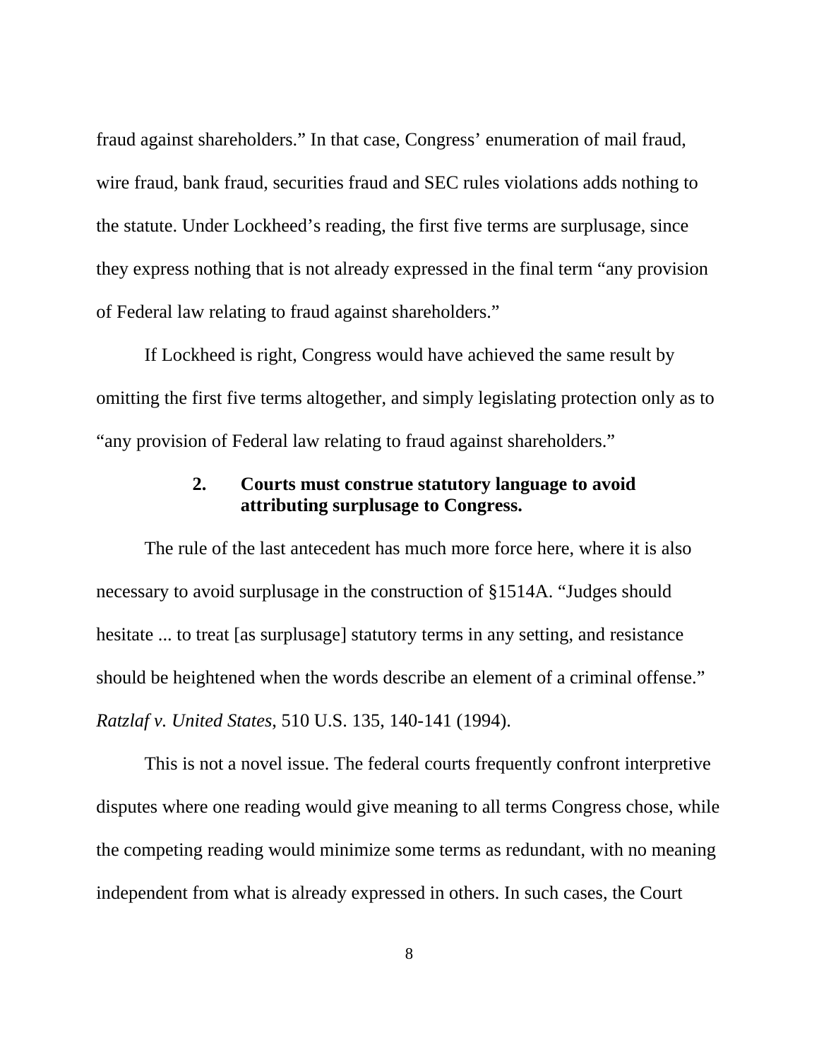fraud against shareholders." In that case, Congress' enumeration of mail fraud, wire fraud, bank fraud, securities fraud and SEC rules violations adds nothing to the statute. Under Lockheed's reading, the first five terms are surplusage, since they express nothing that is not already expressed in the final term "any provision of Federal law relating to fraud against shareholders."

If Lockheed is right, Congress would have achieved the same result by omitting the first five terms altogether, and simply legislating protection only as to "any provision of Federal law relating to fraud against shareholders."

### 2. Courts must construe statutory language to avoid attributing surplusage to Congress.

The rule of the last antecedent has much more force here, where it is also necessary to avoid surplusage in the construction of §1514A. "Judges should hesitate ... to treat [as surplusage] statutory terms in any setting, and resistance should be heightened when the words describe an element of a criminal offense." *Ratzlaf v. United States*, 510 U.S. 135, 140-141 (1994).

This is not a novel issue. The federal courts frequently confront interpretive disputes where one reading would give meaning to all terms Congress chose, while the competing reading would minimize some terms as redundant, with no meaning independent from what is already expressed in others. In such cases, the Court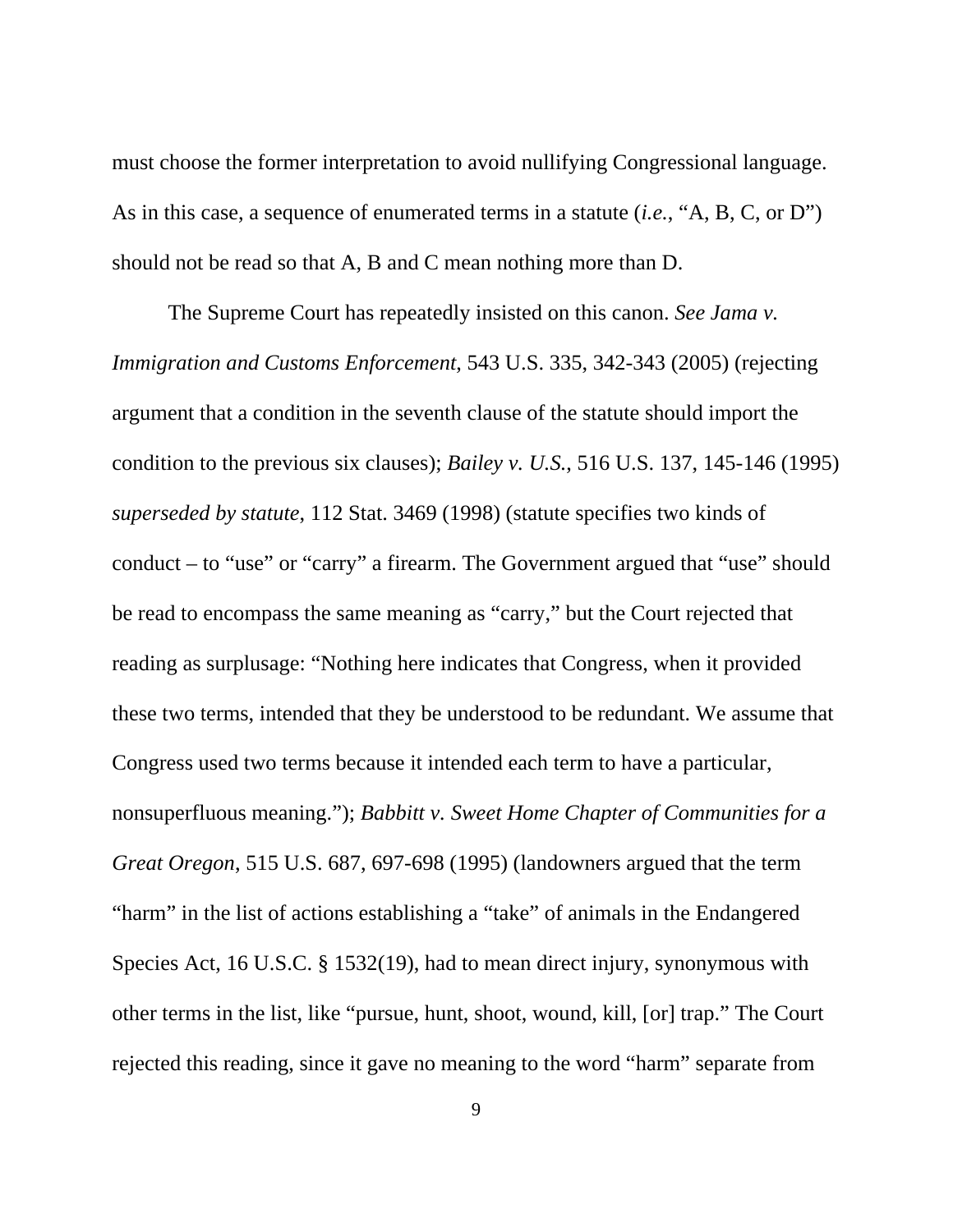must choose the former interpretation to avoid nullifying Congressional language. As in this case, a sequence of enumerated terms in a statute (*i.e.*, "A, B, C, or D") should not be read so that A, B and C mean nothing more than D.

The Supreme Court has repeatedly insisted on this canon. *See Jama v. Immigration and Customs Enforcement*, 543 U.S. 335, 342-343 (2005) (rejecting argument that a condition in the seventh clause of the statute should import the condition to the previous six clauses); *Bailey v. U.S.*, 516 U.S. 137, 145-146 (1995) *superseded by statute*, 112 Stat. 3469 (1998) (statute specifies two kinds of conduct – to "use" or "carry" a firearm. The Government argued that "use" should be read to encompass the same meaning as "carry," but the Court rejected that reading as surplusage: "Nothing here indicates that Congress, when it provided these two terms, intended that they be understood to be redundant. We assume that Congress used two terms because it intended each term to have a particular, nonsuperfluous meaning."); *Babbitt v. Sweet Home Chapter of Communities for a Great Oregon*, 515 U.S. 687, 697-698 (1995) (landowners argued that the term "harm" in the list of actions establishing a "take" of animals in the Endangered Species Act, 16 U.S.C. § 1532(19), had to mean direct injury, synonymous with other terms in the list, like "pursue, hunt, shoot, wound, kill, [or] trap." The Court rejected this reading, since it gave no meaning to the word "harm" separate from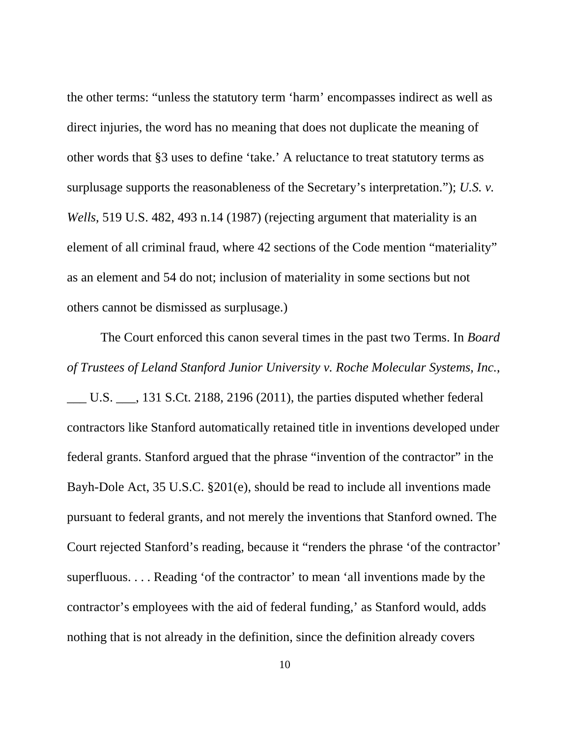the other terms: "unless the statutory term 'harm' encompasses indirect as well as direct injuries, the word has no meaning that does not duplicate the meaning of other words that §3 uses to define 'take.' A reluctance to treat statutory terms as surplusage supports the reasonableness of the Secretary's interpretation."); *U.S. v. Wells*, 519 U.S. 482, 493 n.14 (1987) (rejecting argument that materiality is an element of all criminal fraud, where 42 sections of the Code mention "materiality" as an element and 54 do not; inclusion of materiality in some sections but not others cannot be dismissed as surplusage.)

The Court enforced this canon several times in the past two Terms. In *Board of Trustees of Leland Stanford Junior University v. Roche Molecular Systems, Inc.*, ___ U.S. ___, 131 S.Ct. 2188, 2196 (2011), the parties disputed whether federal contractors like Stanford automatically retained title in inventions developed under federal grants. Stanford argued that the phrase "invention of the contractor" in the Bayh-Dole Act, 35 U.S.C. §201(e), should be read to include all inventions made pursuant to federal grants, and not merely the inventions that Stanford owned. The Court rejected Stanford's reading, because it "renders the phrase 'of the contractor' superfluous. . . . Reading 'of the contractor' to mean 'all inventions made by the contractor's employees with the aid of federal funding,' as Stanford would, adds nothing that is not already in the definition, since the definition already covers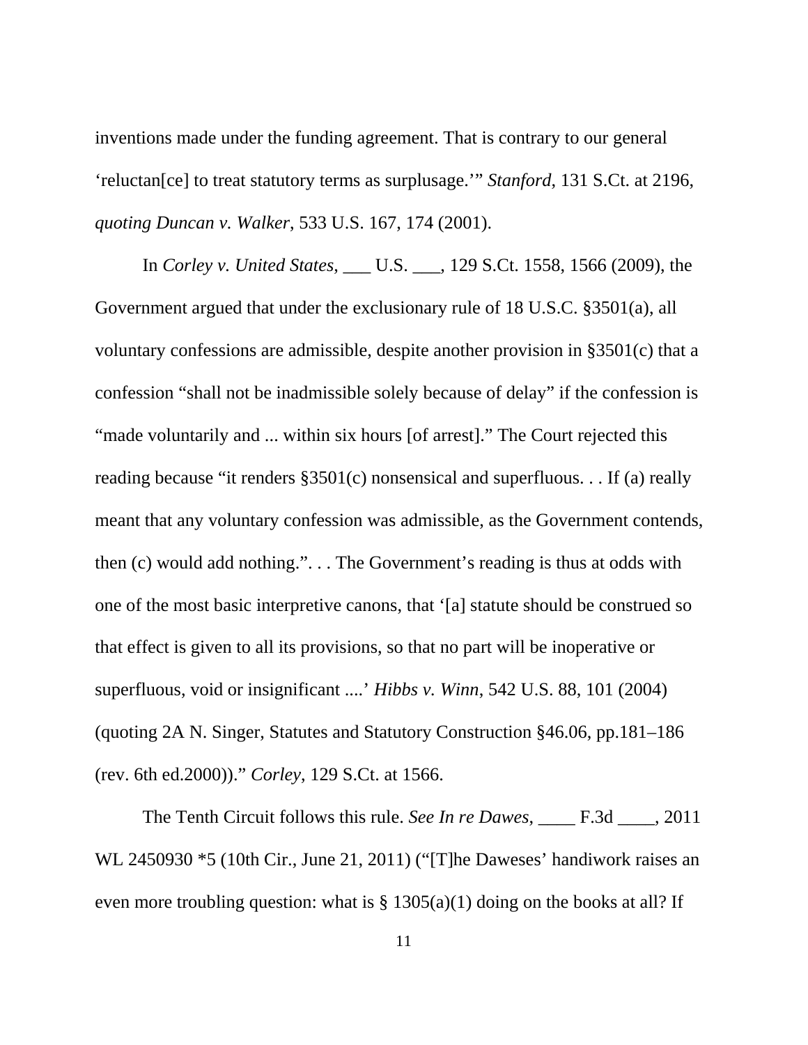inventions made under the funding agreement. That is contrary to our general 'reluctan[ce] to treat statutory terms as surplusage.'" *Stanford*, 131 S.Ct. at 2196, *quoting Duncan v. Walker*, 533 U.S. 167, 174 (2001).

In *Corley v. United States*, ___ U.S. ___, 129 S.Ct. 1558, 1566 (2009), the Government argued that under the exclusionary rule of 18 U.S.C. §3501(a), all voluntary confessions are admissible, despite another provision in §3501(c) that a confession "shall not be inadmissible solely because of delay" if the confession is "made voluntarily and ... within six hours [of arrest]." The Court rejected this reading because "it renders §3501(c) nonsensical and superfluous. . . If (a) really meant that any voluntary confession was admissible, as the Government contends, then (c) would add nothing.". . . The Government's reading is thus at odds with one of the most basic interpretive canons, that '[a] statute should be construed so that effect is given to all its provisions, so that no part will be inoperative or superfluous, void or insignificant ....' *Hibbs v. Winn*, 542 U.S. 88, 101 (2004) (quoting 2A N. Singer, Statutes and Statutory Construction §46.06, pp.181–186 (rev. 6th ed.2000))." *Corley*, 129 S.Ct. at 1566.

The Tenth Circuit follows this rule. *See In re Dawes*, ____ F.3d ____, 2011 WL 2450930 *5 (10th Cir., June 21, 2011) ("[T]he Daweses' handiwork raises an even more troubling question: what is § 1305(a)(1) doing on the books at all? If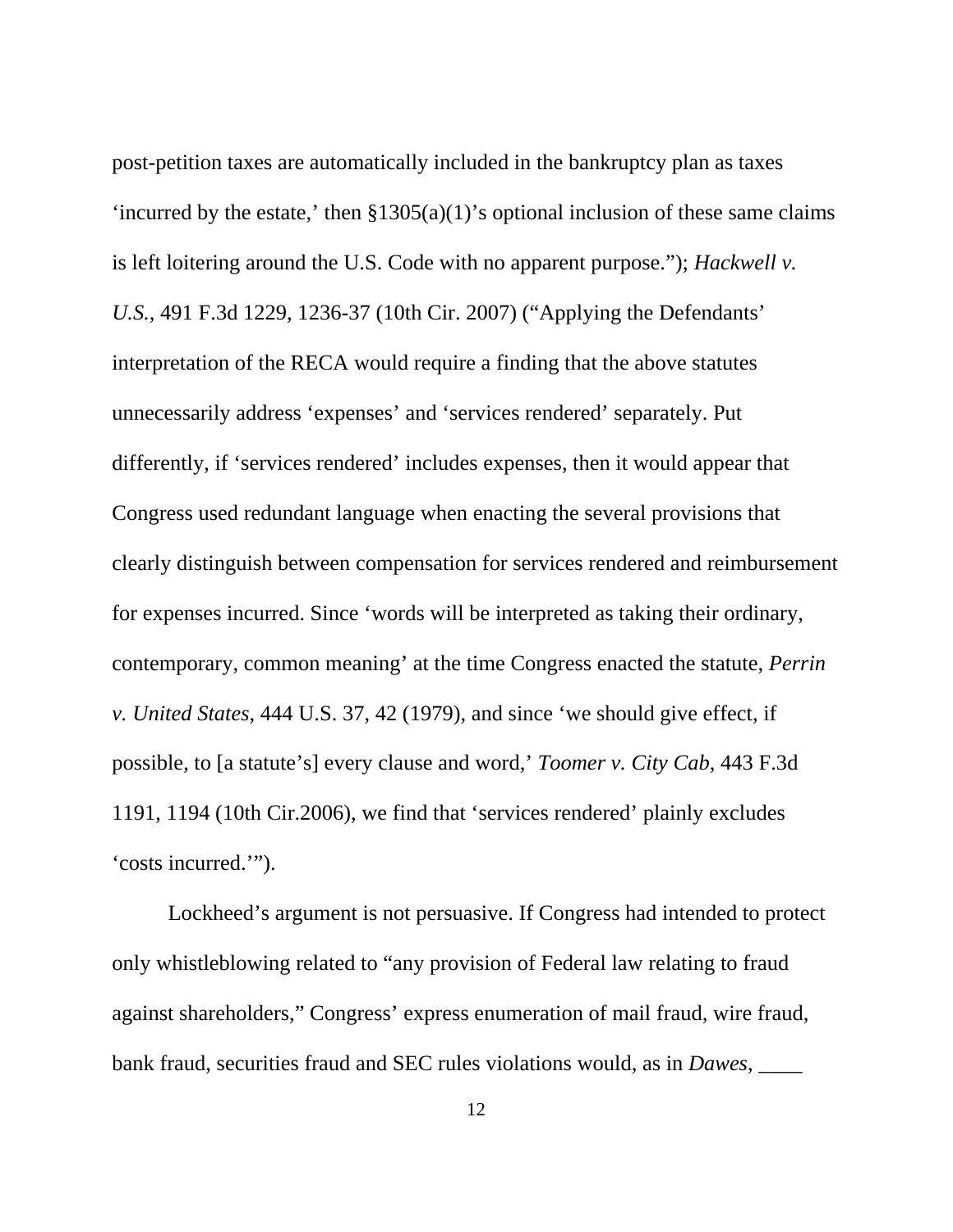post-petition taxes are automatically included in the bankruptcy plan as taxes 'incurred by the estate,' then §1305(a)(1)'s optional inclusion of these same claims is left loitering around the U.S. Code with no apparent purpose."); *Hackwell v. U.S.*, 491 F.3d 1229, 1236-37 (10th Cir. 2007) ("Applying the Defendants' interpretation of the RECA would require a finding that the above statutes unnecessarily address 'expenses' and 'services rendered' separately. Put differently, if 'services rendered' includes expenses, then it would appear that Congress used redundant language when enacting the several provisions that clearly distinguish between compensation for services rendered and reimbursement for expenses incurred. Since 'words will be interpreted as taking their ordinary, contemporary, common meaning' at the time Congress enacted the statute, *Perrin v. United States*, 444 U.S. 37, 42 (1979), and since 'we should give effect, if possible, to [a statute's] every clause and word,' *Toomer v. City Cab*, 443 F.3d 1191, 1194 (10th Cir.2006), we find that 'services rendered' plainly excludes 'costs incurred.'").

Lockheed's argument is not persuasive. If Congress had intended to protect only whistleblowing related to "any provision of Federal law relating to fraud against shareholders," Congress' express enumeration of mail fraud, wire fraud, bank fraud, securities fraud and SEC rules violations would, as in *Dawes*, ____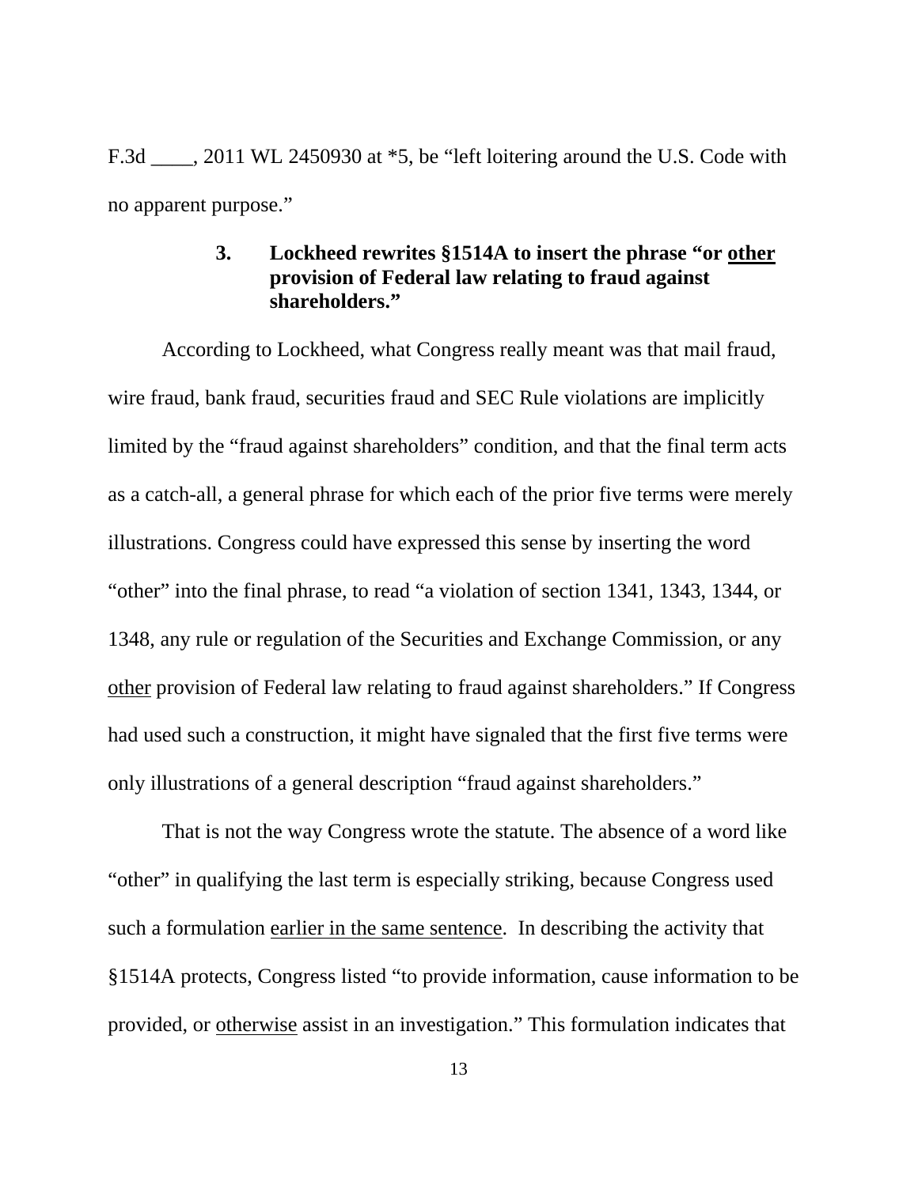F.3d ____, 2011 WL 2450930 at *5, be "left loitering around the U.S. Code with no apparent purpose."

### 3. Lockheed rewrites §1514A to insert the phrase "or <u>other</u> provision of Federal law relating to fraud against shareholders."

According to Lockheed, what Congress really meant was that mail fraud, wire fraud, bank fraud, securities fraud and SEC Rule violations are implicitly limited by the "fraud against shareholders" condition, and that the final term acts as a catch-all, a general phrase for which each of the prior five terms were merely illustrations. Congress could have expressed this sense by inserting the word "other" into the final phrase, to read "a violation of section 1341, 1343, 1344, or 1348, any rule or regulation of the Securities and Exchange Commission, or any <u>other</u> provision of Federal law relating to fraud against shareholders." If Congress had used such a construction, it might have signaled that the first five terms were only illustrations of a general description "fraud against shareholders."

That is not the way Congress wrote the statute. The absence of a word like "other" in qualifying the last term is especially striking, because Congress used such a formulation <u>earlier in the same sentence</u>. In describing the activity that §1514A protects, Congress listed "to provide information, cause information to be provided, or <u>otherwise</u> assist in an investigation." This formulation indicates that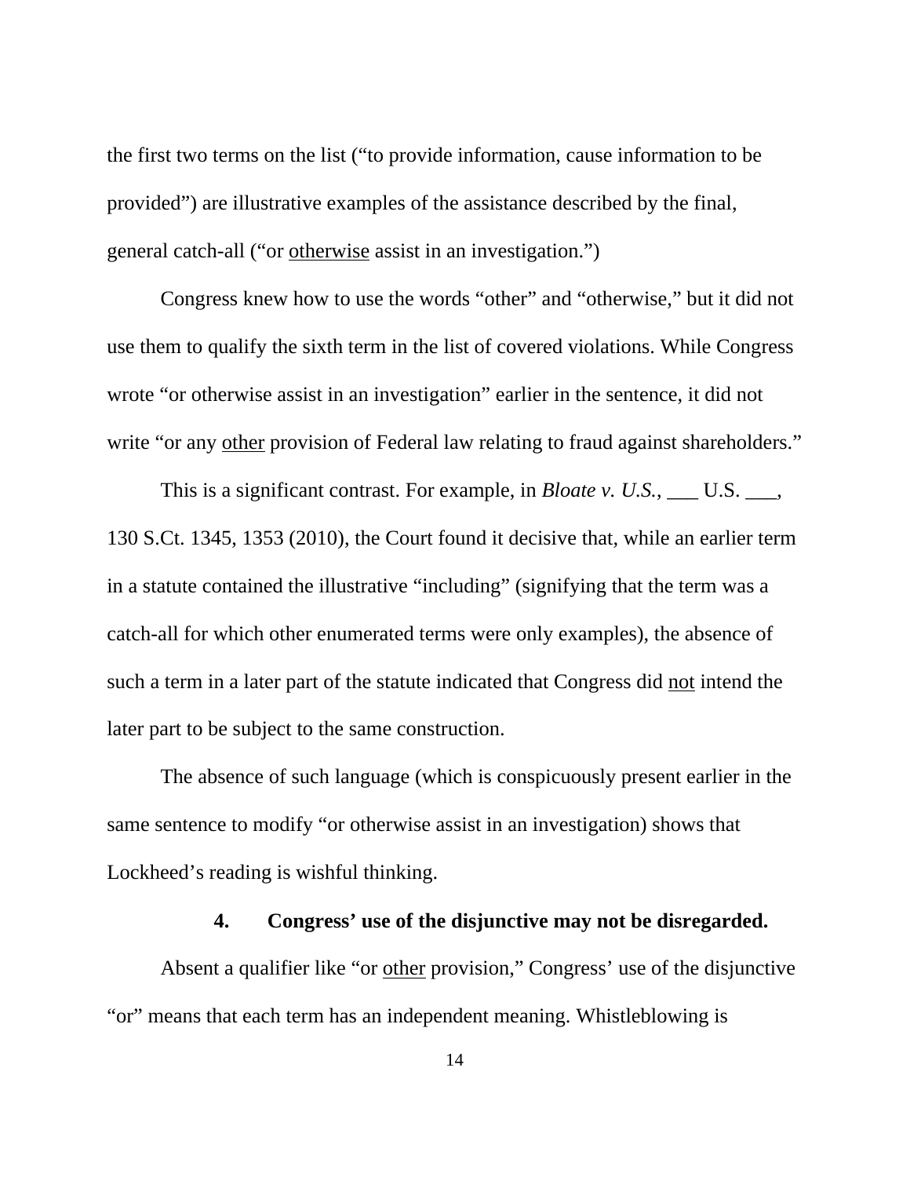the first two terms on the list ("to provide information, cause information to be provided") are illustrative examples of the assistance described by the final, general catch-all ("or <u>otherwise</u> assist in an investigation.")

Congress knew how to use the words "other" and "otherwise," but it did not use them to qualify the sixth term in the list of covered violations. While Congress wrote "or otherwise assist in an investigation" earlier in the sentence, it did not write "or any <u>other</u> provision of Federal law relating to fraud against shareholders."

This is a significant contrast. For example, in *Bloate v. U.S.*, ___ U.S. ___, 130 S.Ct. 1345, 1353 (2010), the Court found it decisive that, while an earlier term in a statute contained the illustrative "including" (signifying that the term was a catch-all for which other enumerated terms were only examples), the absence of such a term in a later part of the statute indicated that Congress did <u>not</u> intend the later part to be subject to the same construction.

The absence of such language (which is conspicuously present earlier in the same sentence to modify "or otherwise assist in an investigation) shows that Lockheed's reading is wishful thinking.

#### 4. Congress' use of the disjunctive may not be disregarded.

Absent a qualifier like "or <u>other</u> provision," Congress' use of the disjunctive "or" means that each term has an independent meaning. Whistleblowing is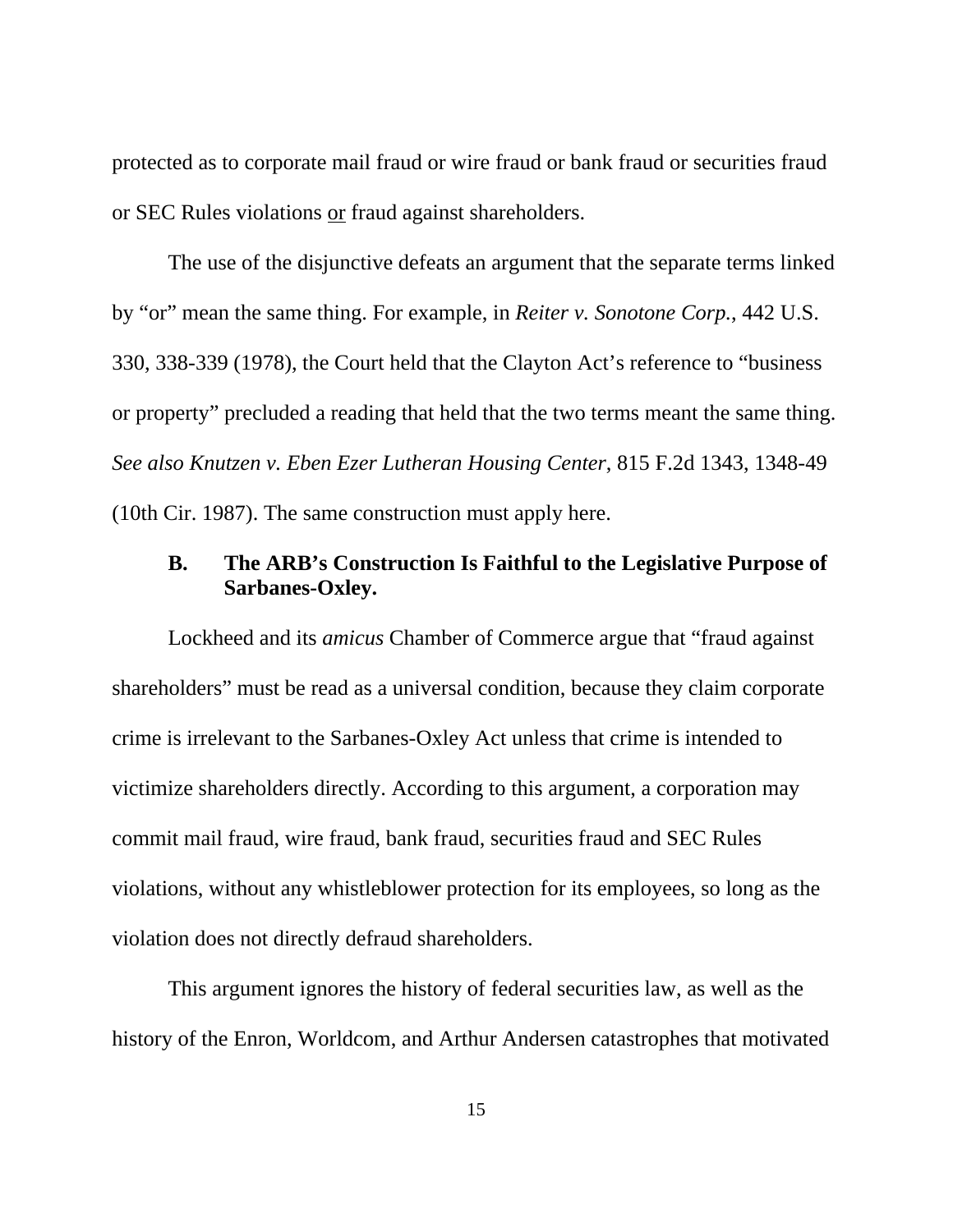protected as to corporate mail fraud or wire fraud or bank fraud or securities fraud or SEC Rules violations <u>or</u> fraud against shareholders.

The use of the disjunctive defeats an argument that the separate terms linked by "or" mean the same thing. For example, in *Reiter v. Sonotone Corp.*, 442 U.S. 330, 338-339 (1978), the Court held that the Clayton Act's reference to "business or property" precluded a reading that held that the two terms meant the same thing. *See also Knutzen v. Eben Ezer Lutheran Housing Center*, 815 F.2d 1343, 1348-49 (10th Cir. 1987). The same construction must apply here.

### B. The ARB's Construction Is Faithful to the Legislative Purpose of Sarbanes-Oxley.

Lockheed and its *amicus* Chamber of Commerce argue that "fraud against shareholders" must be read as a universal condition, because they claim corporate crime is irrelevant to the Sarbanes-Oxley Act unless that crime is intended to victimize shareholders directly. According to this argument, a corporation may commit mail fraud, wire fraud, bank fraud, securities fraud and SEC Rules violations, without any whistleblower protection for its employees, so long as the violation does not directly defraud shareholders.

This argument ignores the history of federal securities law, as well as the history of the Enron, Worldcom, and Arthur Andersen catastrophes that motivated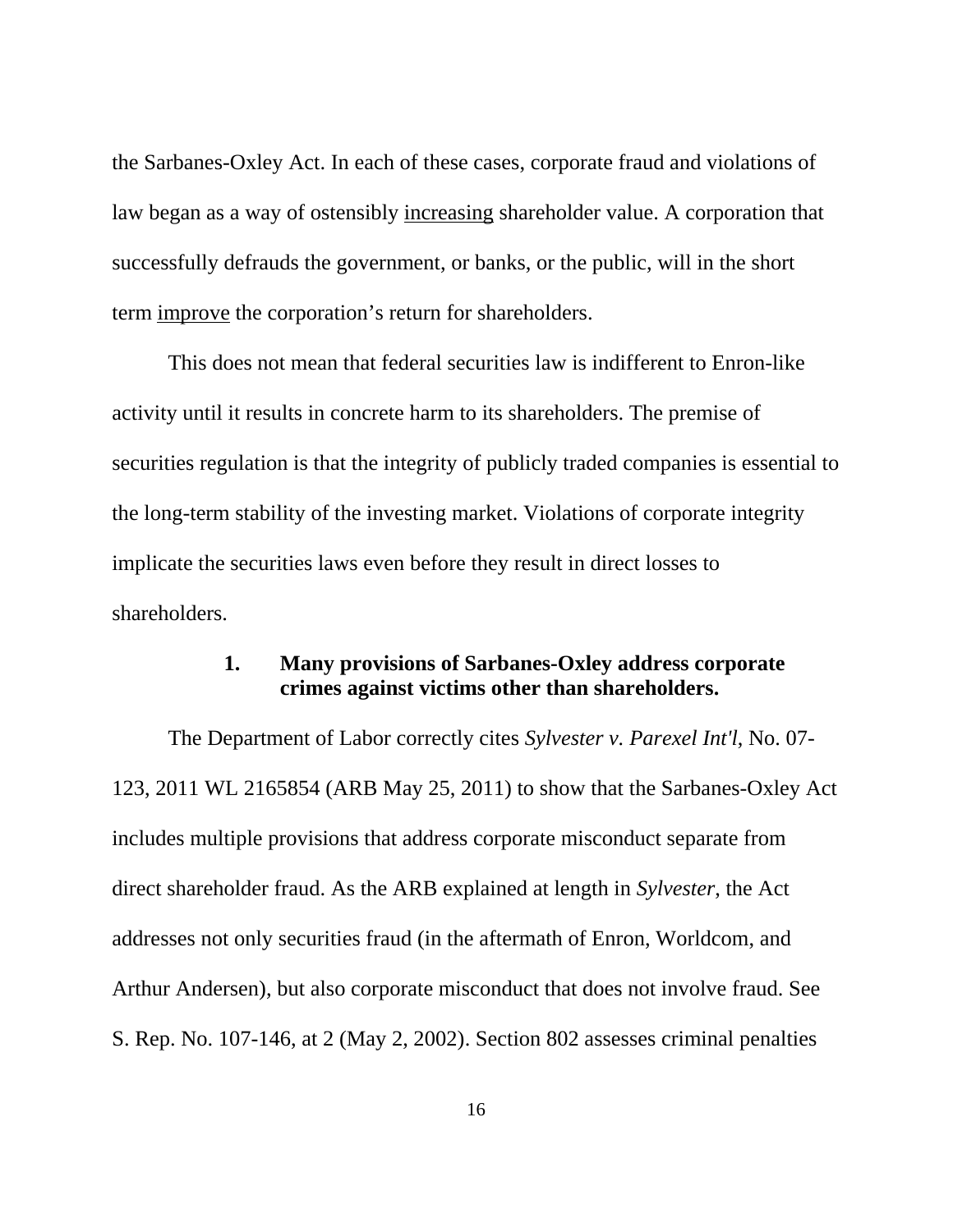the Sarbanes-Oxley Act. In each of these cases, corporate fraud and violations of law began as a way of ostensibly <u>increasing</u> shareholder value. A corporation that successfully defrauds the government, or banks, or the public, will in the short term <u>improve</u> the corporation's return for shareholders.

This does not mean that federal securities law is indifferent to Enron-like activity until it results in concrete harm to its shareholders. The premise of securities regulation is that the integrity of publicly traded companies is essential to the long-term stability of the investing market. Violations of corporate integrity implicate the securities laws even before they result in direct losses to shareholders.

### 1. Many provisions of Sarbanes-Oxley address corporate crimes against victims other than shareholders.

The Department of Labor correctly cites *Sylvester v. Parexel Int'l*, No. 07-123, 2011 WL 2165854 (ARB May 25, 2011) to show that the Sarbanes-Oxley Act includes multiple provisions that address corporate misconduct separate from direct shareholder fraud. As the ARB explained at length in *Sylvester*, the Act addresses not only securities fraud (in the aftermath of Enron, Worldcom, and Arthur Andersen), but also corporate misconduct that does not involve fraud. See S. Rep. No. 107-146, at 2 (May 2, 2002). Section 802 assesses criminal penalties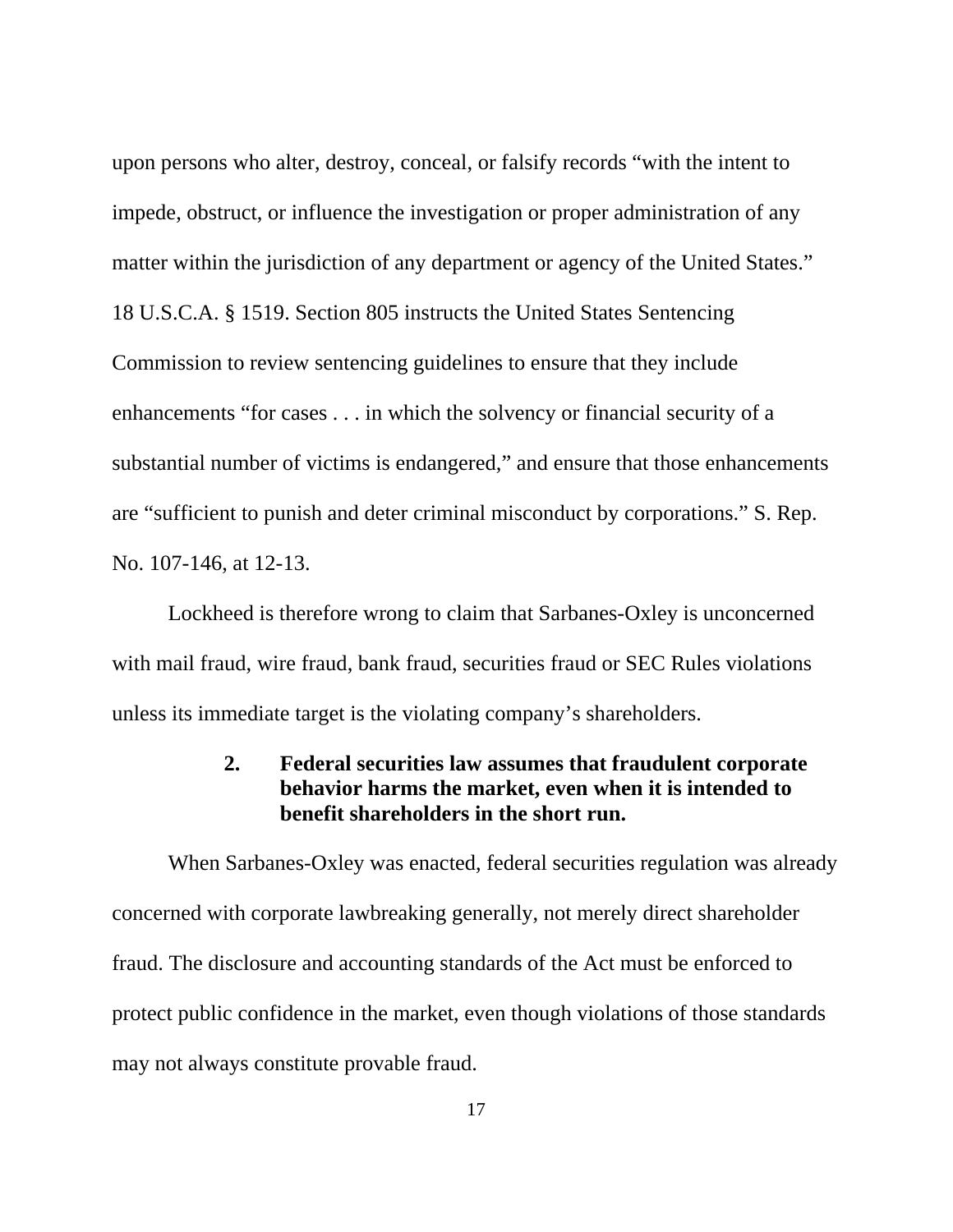upon persons who alter, destroy, conceal, or falsify records "with the intent to impede, obstruct, or influence the investigation or proper administration of any matter within the jurisdiction of any department or agency of the United States." 18 U.S.C.A. § 1519. Section 805 instructs the United States Sentencing Commission to review sentencing guidelines to ensure that they include enhancements "for cases . . . in which the solvency or financial security of a substantial number of victims is endangered," and ensure that those enhancements are "sufficient to punish and deter criminal misconduct by corporations." S. Rep. No. 107-146, at 12-13.

Lockheed is therefore wrong to claim that Sarbanes-Oxley is unconcerned with mail fraud, wire fraud, bank fraud, securities fraud or SEC Rules violations unless its immediate target is the violating company's shareholders.

### 2. Federal securities law assumes that fraudulent corporate behavior harms the market, even when it is intended to benefit shareholders in the short run.

When Sarbanes-Oxley was enacted, federal securities regulation was already concerned with corporate lawbreaking generally, not merely direct shareholder fraud. The disclosure and accounting standards of the Act must be enforced to protect public confidence in the market, even though violations of those standards may not always constitute provable fraud.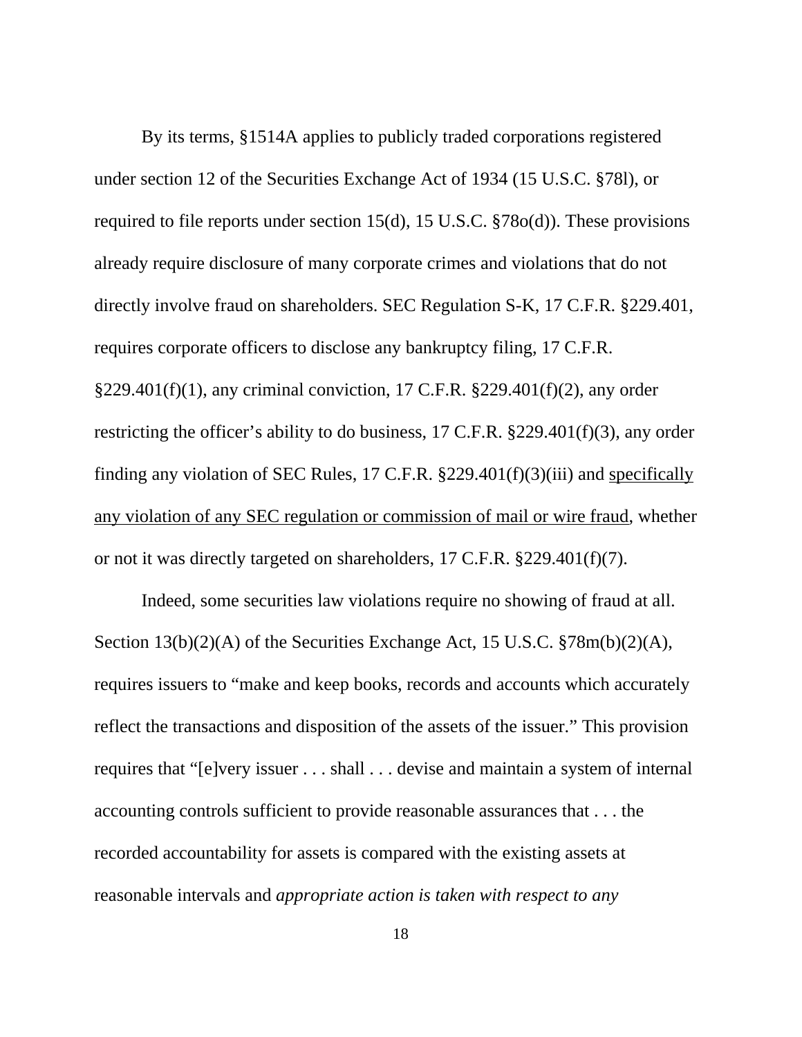By its terms, §1514A applies to publicly traded corporations registered under section 12 of the Securities Exchange Act of 1934 (15 U.S.C. §78l), or required to file reports under section 15(d), 15 U.S.C. §78o(d)). These provisions already require disclosure of many corporate crimes and violations that do not directly involve fraud on shareholders. SEC Regulation S-K, 17 C.F.R. §229.401, requires corporate officers to disclose any bankruptcy filing, 17 C.F.R. §229.401(f)(1), any criminal conviction, 17 C.F.R. §229.401(f)(2), any order restricting the officer's ability to do business, 17 C.F.R. §229.401(f)(3), any order finding any violation of SEC Rules, 17 C.F.R. §229.401(f)(3)(iii) and <u>specifically any violation of any SEC regulation or commission of mail or wire fraud</u>, whether or not it was directly targeted on shareholders, 17 C.F.R. §229.401(f)(7).

Indeed, some securities law violations require no showing of fraud at all. Section 13(b)(2)(A) of the Securities Exchange Act, 15 U.S.C. §78m(b)(2)(A), requires issuers to "make and keep books, records and accounts which accurately reflect the transactions and disposition of the assets of the issuer." This provision requires that "[e]very issuer . . . shall . . . devise and maintain a system of internal accounting controls sufficient to provide reasonable assurances that . . . the recorded accountability for assets is compared with the existing assets at reasonable intervals and *appropriate action is taken with respect to any*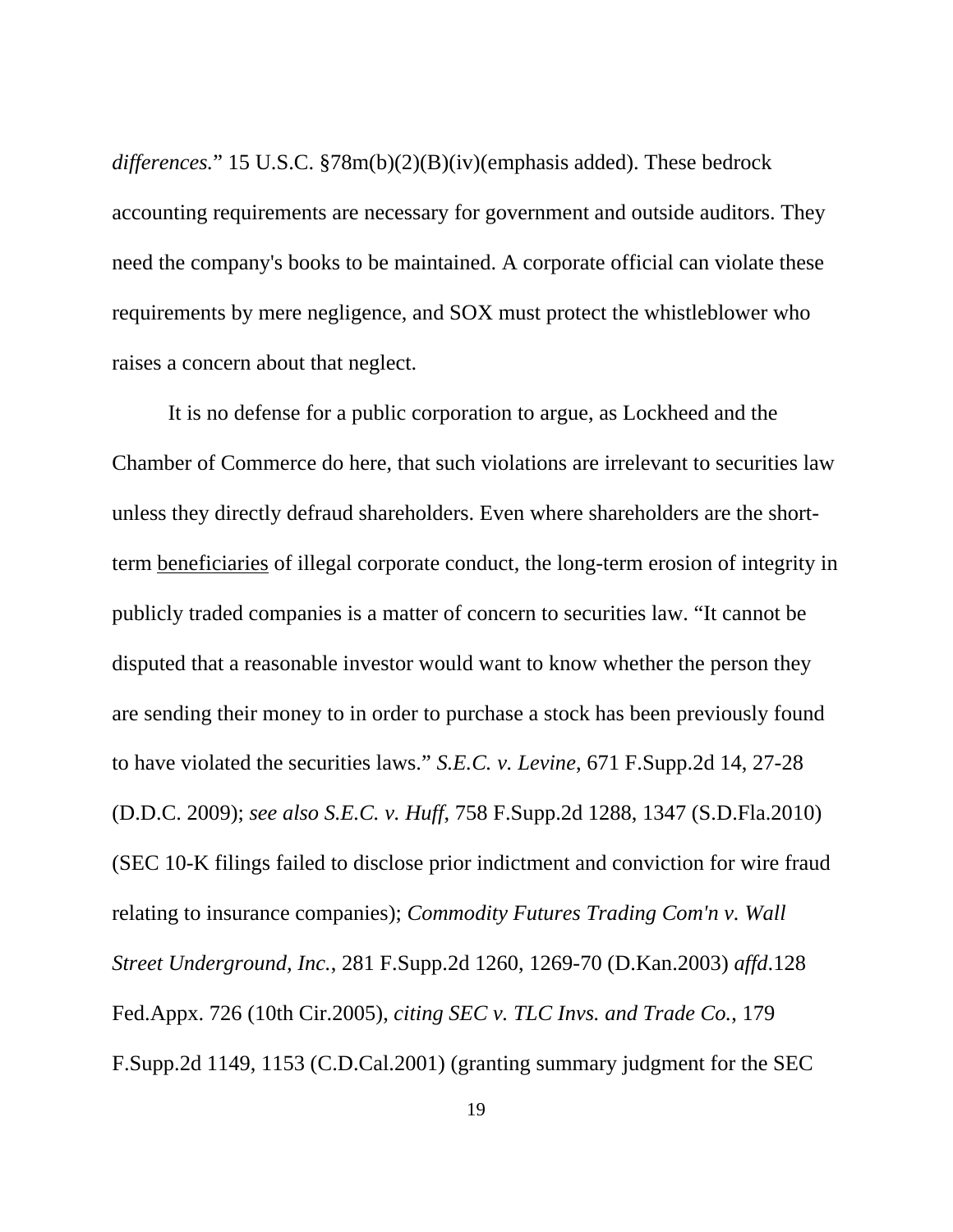*differences.*" 15 U.S.C. §78m(b)(2)(B)(iv)(emphasis added). These bedrock accounting requirements are necessary for government and outside auditors. They need the company's books to be maintained. A corporate official can violate these requirements by mere negligence, and SOX must protect the whistleblower who raises a concern about that neglect.

It is no defense for a public corporation to argue, as Lockheed and the Chamber of Commerce do here, that such violations are irrelevant to securities law unless they directly defraud shareholders. Even where shareholders are the short-term <u>beneficiaries</u> of illegal corporate conduct, the long-term erosion of integrity in publicly traded companies is a matter of concern to securities law. "It cannot be disputed that a reasonable investor would want to know whether the person they are sending their money to in order to purchase a stock has been previously found to have violated the securities laws." *S.E.C. v. Levine*, 671 F.Supp.2d 14, 27-28 (D.D.C. 2009); *see also S.E.C. v. Huff*, 758 F.Supp.2d 1288, 1347 (S.D.Fla.2010) (SEC 10-K filings failed to disclose prior indictment and conviction for wire fraud relating to insurance companies); *Commodity Futures Trading Com'n v. Wall Street Underground, Inc.*, 281 F.Supp.2d 1260, 1269-70 (D.Kan.2003) *affd.*128 Fed.Appx. 726 (10th Cir.2005), *citing SEC v. TLC Invs. and Trade Co.*, 179 F.Supp.2d 1149, 1153 (C.D.Cal.2001) (granting summary judgment for the SEC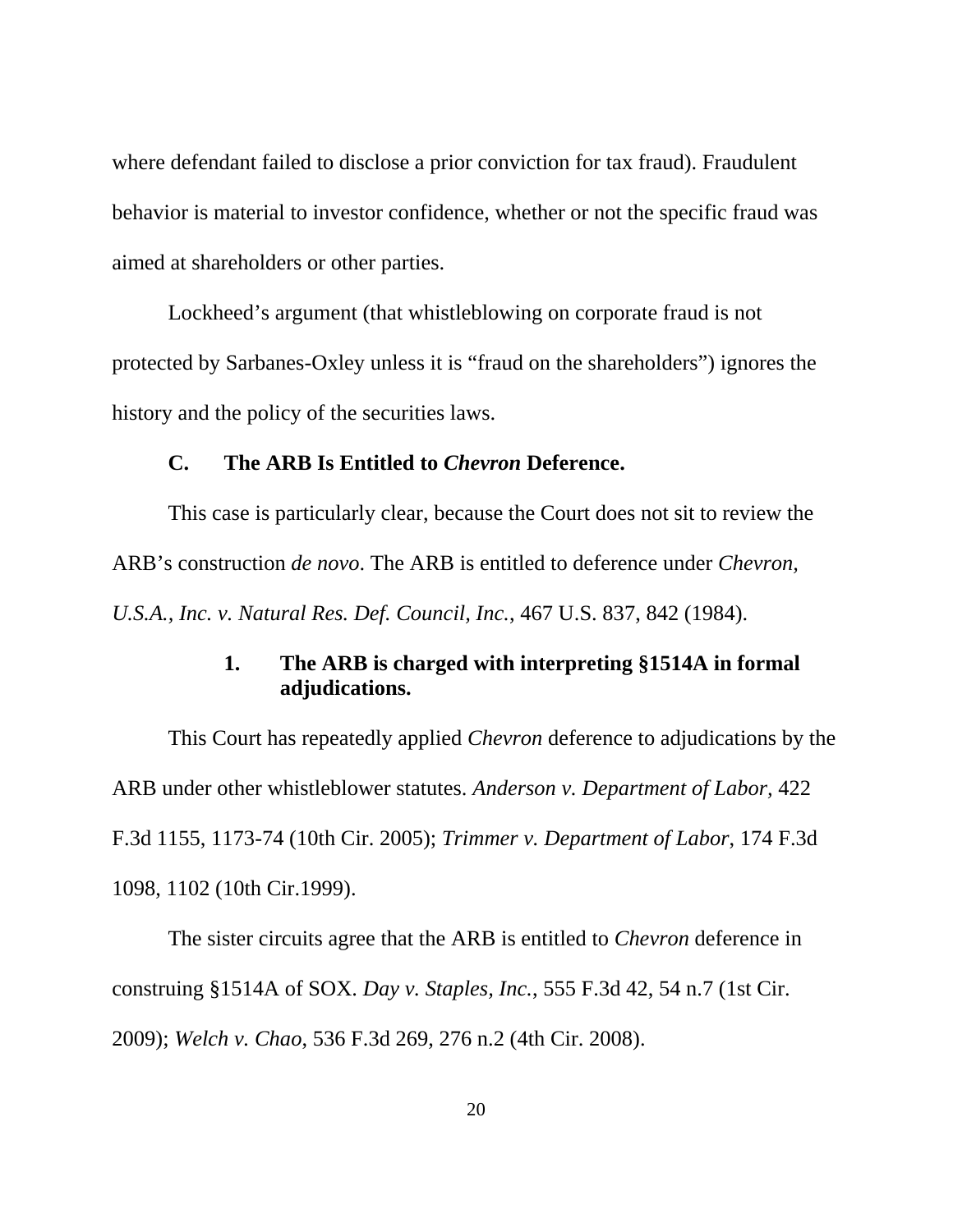where defendant failed to disclose a prior conviction for tax fraud). Fraudulent behavior is material to investor confidence, whether or not the specific fraud was aimed at shareholders or other parties.

Lockheed's argument (that whistleblowing on corporate fraud is not protected by Sarbanes-Oxley unless it is "fraud on the shareholders") ignores the history and the policy of the securities laws.

### C. The ARB Is Entitled to *Chevron* Deference.

This case is particularly clear, because the Court does not sit to review the ARB's construction *de novo*. The ARB is entitled to deference under *Chevron, U.S.A., Inc. v. Natural Res. Def. Council, Inc.*, 467 U.S. 837, 842 (1984).

#### 1. The ARB is charged with interpreting §1514A in formal adjudications.

This Court has repeatedly applied *Chevron* deference to adjudications by the ARB under other whistleblower statutes. *Anderson v. Department of Labor,* 422 F.3d 1155, 1173-74 (10th Cir. 2005); *Trimmer v. Department of Labor*, 174 F.3d 1098, 1102 (10th Cir.1999).

The sister circuits agree that the ARB is entitled to *Chevron* deference in construing §1514A of SOX. *Day v. Staples, Inc.*, 555 F.3d 42, 54 n.7 (1st Cir. 2009); *Welch v. Chao*, 536 F.3d 269, 276 n.2 (4th Cir. 2008).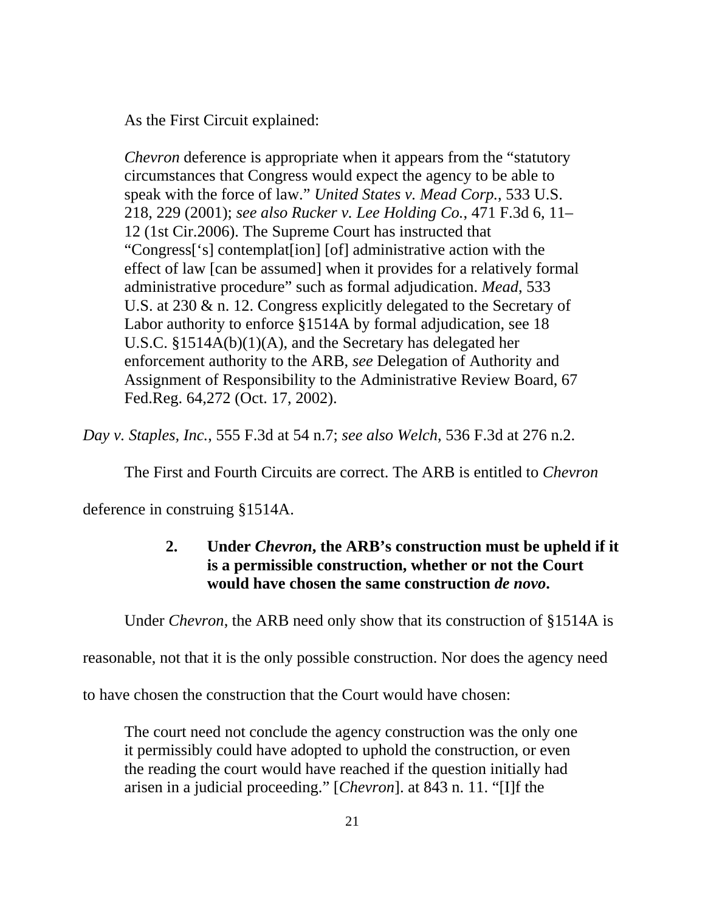As the First Circuit explained:

> *Chevron* deference is appropriate when it appears from the "statutory circumstances that Congress would expect the agency to be able to speak with the force of law." *United States v. Mead Corp.*, 533 U.S. 218, 229 (2001); *see also Rucker v. Lee Holding Co.*, 471 F.3d 6, 11–12 (1st Cir.2006). The Supreme Court has instructed that "Congress['s] contemplat[ion] [of] administrative action with the effect of law [can be assumed] when it provides for a relatively formal administrative procedure" such as formal adjudication. *Mead*, 533 U.S. at 230 & n. 12. Congress explicitly delegated to the Secretary of Labor authority to enforce §1514A by formal adjudication, see 18 U.S.C. §1514A(b)(1)(A), and the Secretary has delegated her enforcement authority to the ARB, *see* Delegation of Authority and Assignment of Responsibility to the Administrative Review Board, 67 Fed.Reg. 64,272 (Oct. 17, 2002).

*Day v. Staples, Inc.*, 555 F.3d at 54 n.7; *see also Welch*, 536 F.3d at 276 n.2.

The First and Fourth Circuits are correct. The ARB is entitled to *Chevron* deference in construing §1514A.

**2. Under *Chevron*, the ARB's construction must be upheld if it is a permissible construction, whether or not the Court would have chosen the same construction *de novo*.**

Under *Chevron*, the ARB need only show that its construction of §1514A is reasonable, not that it is the only possible construction. Nor does the agency need to have chosen the construction that the Court would have chosen:

> The court need not conclude the agency construction was the only one it permissibly could have adopted to uphold the construction, or even the reading the court would have reached if the question initially had arisen in a judicial proceeding." [*Chevron*]. at 843 n. 11. "[I]f the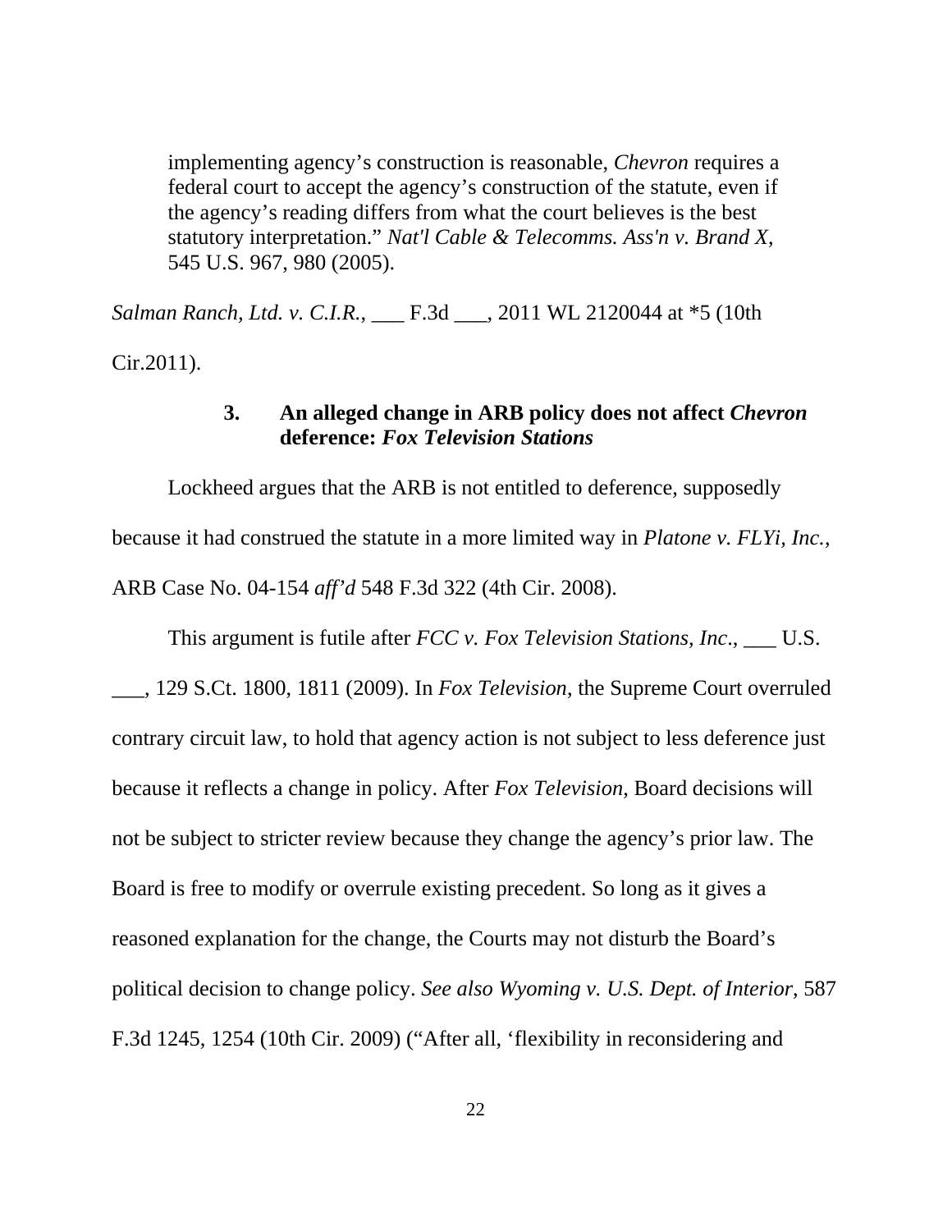> implementing agency's construction is reasonable, *Chevron* requires a federal court to accept the agency's construction of the statute, even if the agency's reading differs from what the court believes is the best statutory interpretation." *Nat'l Cable & Telecomms. Ass'n v. Brand X*, 545 U.S. 967, 980 (2005).

*Salman Ranch, Ltd. v. C.I.R.*, ___ F.3d ___, 2011 WL 2120044 at *5 (10th Cir.2011).

### 3. An alleged change in ARB policy does not affect *Chevron* deference: *Fox Television Stations*

Lockheed argues that the ARB is not entitled to deference, supposedly because it had construed the statute in a more limited way in *Platone v. FLYi, Inc.*, ARB Case No. 04-154 *aff'd* 548 F.3d 322 (4th Cir. 2008).

This argument is futile after *FCC v. Fox Television Stations, Inc*., ___ U.S. ___, 129 S.Ct. 1800, 1811 (2009). In *Fox Television*, the Supreme Court overruled contrary circuit law, to hold that agency action is not subject to less deference just because it reflects a change in policy. After *Fox Television*, Board decisions will not be subject to stricter review because they change the agency's prior law. The Board is free to modify or overrule existing precedent. So long as it gives a reasoned explanation for the change, the Courts may not disturb the Board's political decision to change policy. *See also Wyoming v. U.S. Dept. of Interior*, 587 F.3d 1245, 1254 (10th Cir. 2009) ("After all, 'flexibility in reconsidering and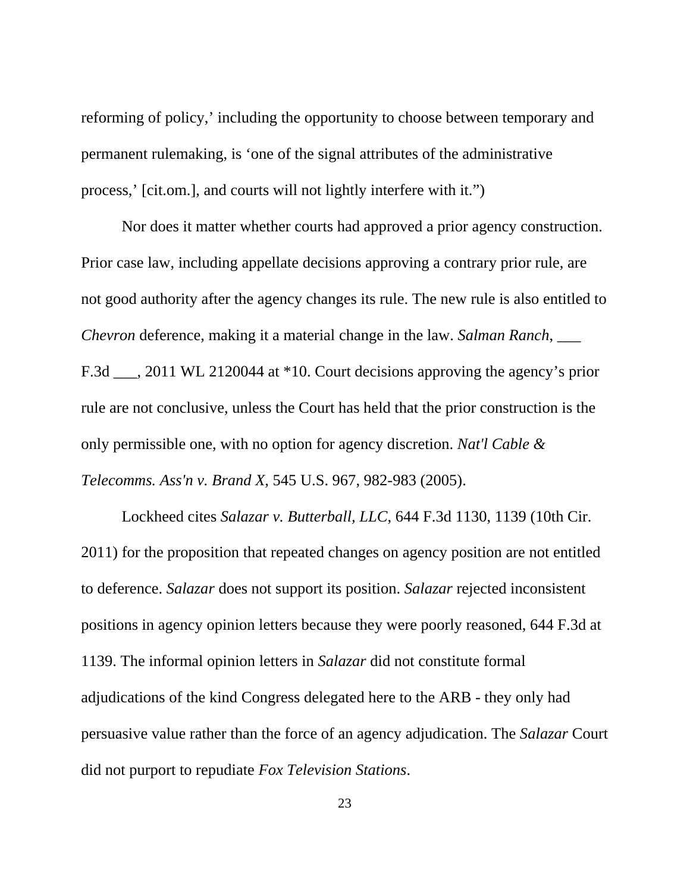reforming of policy,' including the opportunity to choose between temporary and permanent rulemaking, is 'one of the signal attributes of the administrative process,' [cit.om.], and courts will not lightly interfere with it.")

Nor does it matter whether courts had approved a prior agency construction. Prior case law, including appellate decisions approving a contrary prior rule, are not good authority after the agency changes its rule. The new rule is also entitled to *Chevron* deference, making it a material change in the law. *Salman Ranch*, ___ F.3d ___, 2011 WL 2120044 at *10. Court decisions approving the agency's prior rule are not conclusive, unless the Court has held that the prior construction is the only permissible one, with no option for agency discretion. *Nat'l Cable & Telecomms. Ass'n v. Brand X*, 545 U.S. 967, 982-983 (2005).

Lockheed cites *Salazar v. Butterball, LLC*, 644 F.3d 1130, 1139 (10th Cir. 2011) for the proposition that repeated changes on agency position are not entitled to deference. *Salazar* does not support its position. *Salazar* rejected inconsistent positions in agency opinion letters because they were poorly reasoned, 644 F.3d at 1139. The informal opinion letters in *Salazar* did not constitute formal adjudications of the kind Congress delegated here to the ARB - they only had persuasive value rather than the force of an agency adjudication. The *Salazar* Court did not purport to repudiate *Fox Television Stations*.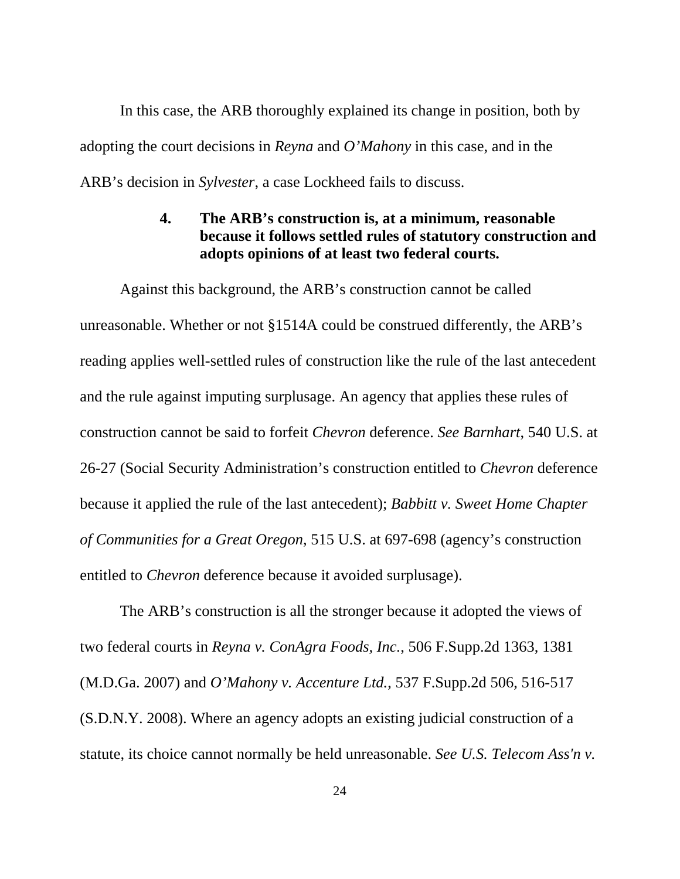In this case, the ARB thoroughly explained its change in position, both by adopting the court decisions in *Reyna* and *O'Mahony* in this case, and in the ARB's decision in *Sylvester*, a case Lockheed fails to discuss.

#### 4. The ARB's construction is, at a minimum, reasonable because it follows settled rules of statutory construction and adopts opinions of at least two federal courts.

Against this background, the ARB's construction cannot be called unreasonable. Whether or not §1514A could be construed differently, the ARB's reading applies well-settled rules of construction like the rule of the last antecedent and the rule against imputing surplusage. An agency that applies these rules of construction cannot be said to forfeit *Chevron* deference. *See Barnhart*, 540 U.S. at 26-27 (Social Security Administration's construction entitled to *Chevron* deference because it applied the rule of the last antecedent); *Babbitt v. Sweet Home Chapter of Communities for a Great Oregon*, 515 U.S. at 697-698 (agency's construction entitled to *Chevron* deference because it avoided surplusage).

The ARB's construction is all the stronger because it adopted the views of two federal courts in *Reyna v. ConAgra Foods, Inc.*, 506 F.Supp.2d 1363, 1381 (M.D.Ga. 2007) and *O'Mahony v. Accenture Ltd.*, 537 F.Supp.2d 506, 516-517 (S.D.N.Y. 2008). Where an agency adopts an existing judicial construction of a statute, its choice cannot normally be held unreasonable. *See U.S. Telecom Ass'n v.*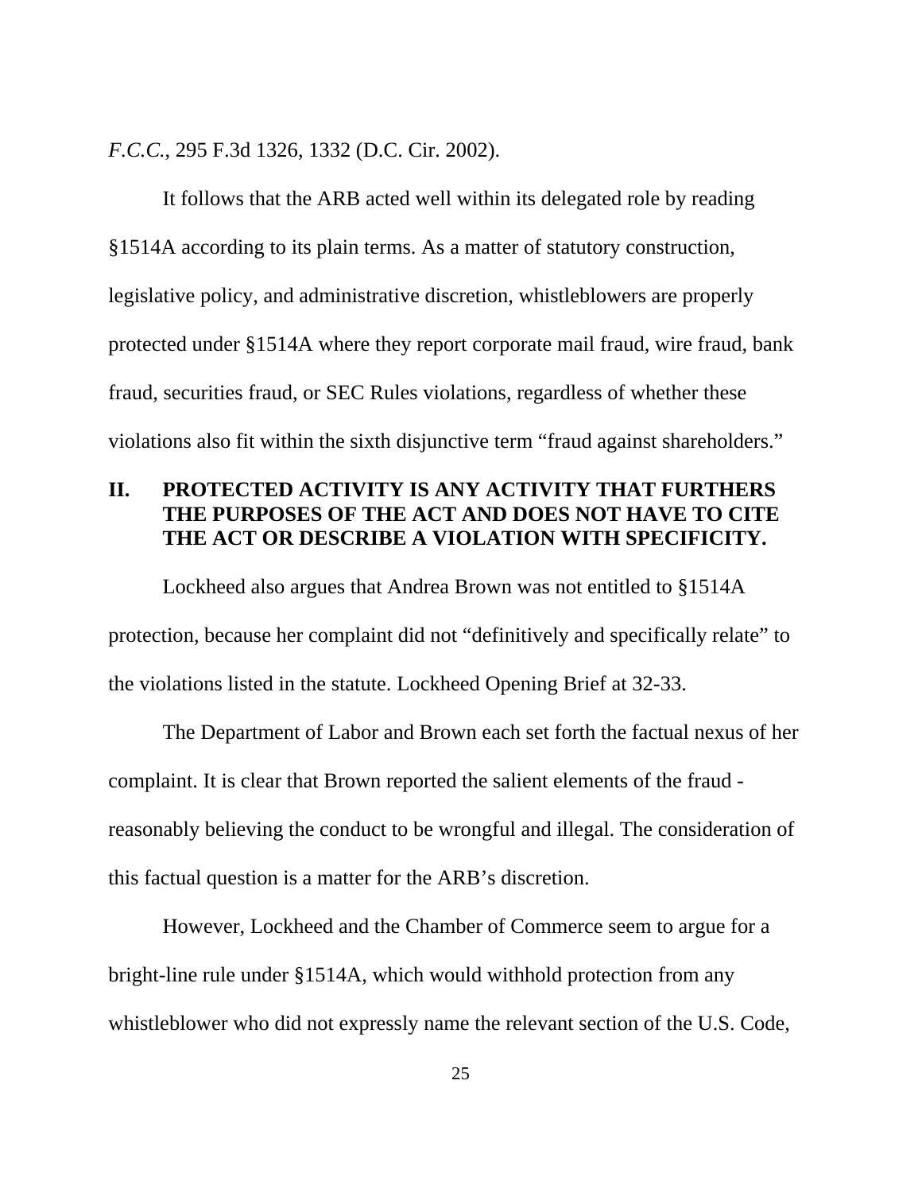*F.C.C.*, 295 F.3d 1326, 1332 (D.C. Cir. 2002).

It follows that the ARB acted well within its delegated role by reading §1514A according to its plain terms. As a matter of statutory construction, legislative policy, and administrative discretion, whistleblowers are properly protected under §1514A where they report corporate mail fraud, wire fraud, bank fraud, securities fraud, or SEC Rules violations, regardless of whether these violations also fit within the sixth disjunctive term "fraud against shareholders."

## II. PROTECTED ACTIVITY IS ANY ACTIVITY THAT FURTHERS THE PURPOSES OF THE ACT AND DOES NOT HAVE TO CITE THE ACT OR DESCRIBE A VIOLATION WITH SPECIFICITY.

Lockheed also argues that Andrea Brown was not entitled to §1514A protection, because her complaint did not "definitively and specifically relate" to the violations listed in the statute. Lockheed Opening Brief at 32-33.

The Department of Labor and Brown each set forth the factual nexus of her complaint. It is clear that Brown reported the salient elements of the fraud - reasonably believing the conduct to be wrongful and illegal. The consideration of this factual question is a matter for the ARB's discretion.

However, Lockheed and the Chamber of Commerce seem to argue for a bright-line rule under §1514A, which would withhold protection from any whistleblower who did not expressly name the relevant section of the U.S. Code,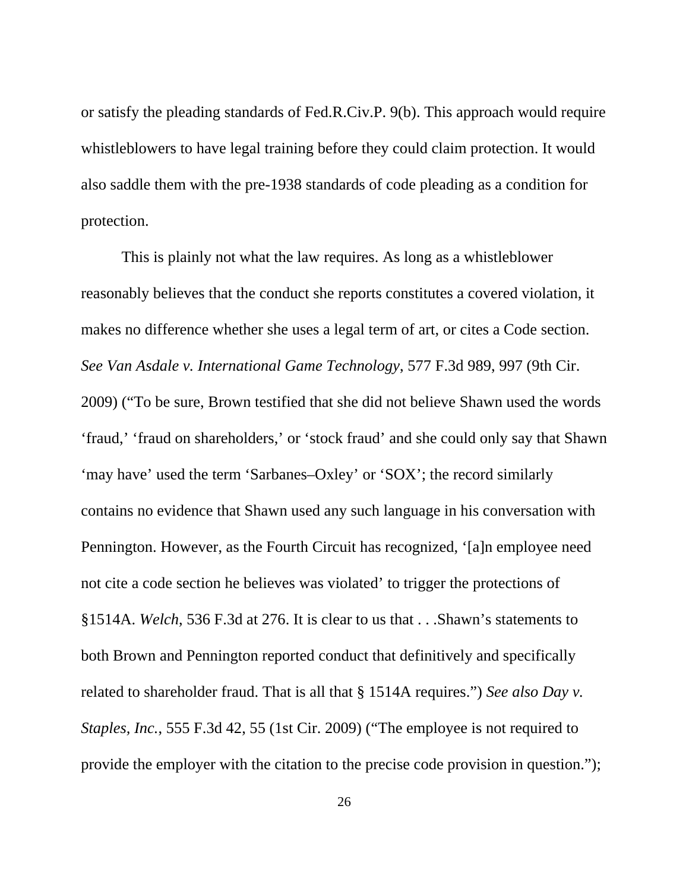or satisfy the pleading standards of Fed.R.Civ.P. 9(b). This approach would require whistleblowers to have legal training before they could claim protection. It would also saddle them with the pre-1938 standards of code pleading as a condition for protection.

This is plainly not what the law requires. As long as a whistleblower reasonably believes that the conduct she reports constitutes a covered violation, it makes no difference whether she uses a legal term of art, or cites a Code section. *See Van Asdale v. International Game Technology*, 577 F.3d 989, 997 (9th Cir. 2009) ("To be sure, Brown testified that she did not believe Shawn used the words 'fraud,' 'fraud on shareholders,' or 'stock fraud' and she could only say that Shawn 'may have' used the term 'Sarbanes–Oxley' or 'SOX'; the record similarly contains no evidence that Shawn used any such language in his conversation with Pennington. However, as the Fourth Circuit has recognized, '[a]n employee need not cite a code section he believes was violated' to trigger the protections of §1514A. *Welch*, 536 F.3d at 276. It is clear to us that . . .Shawn's statements to both Brown and Pennington reported conduct that definitively and specifically related to shareholder fraud. That is all that § 1514A requires.") *See also Day v. Staples, Inc.*, 555 F.3d 42, 55 (1st Cir. 2009) ("The employee is not required to provide the employer with the citation to the precise code provision in question.");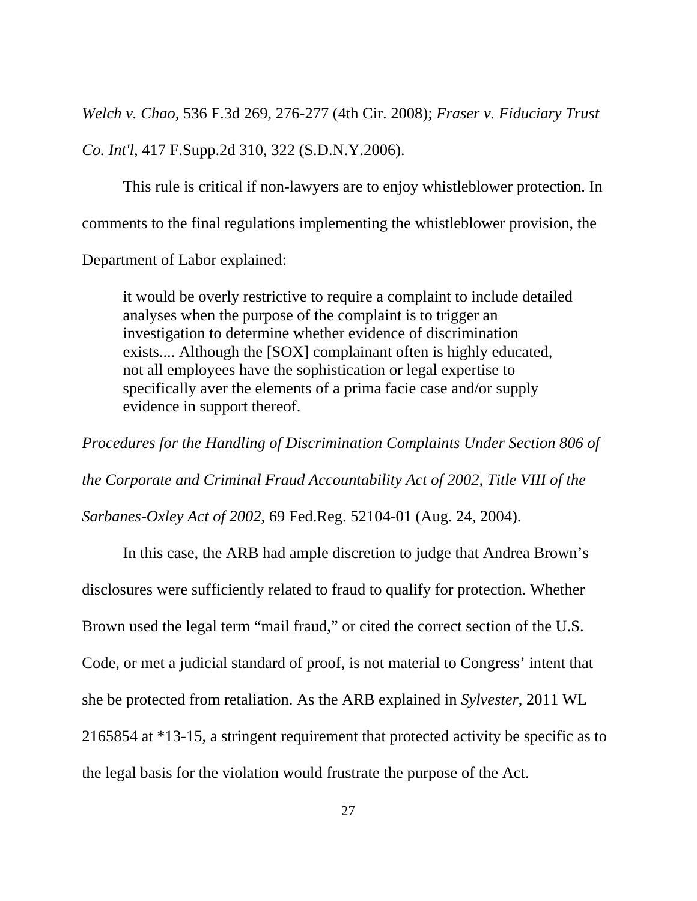*Welch v. Chao*, 536 F.3d 269, 276-277 (4th Cir. 2008); *Fraser v. Fiduciary Trust Co. Int'l*, 417 F.Supp.2d 310, 322 (S.D.N.Y.2006).

This rule is critical if non-lawyers are to enjoy whistleblower protection. In comments to the final regulations implementing the whistleblower provision, the Department of Labor explained:

> it would be overly restrictive to require a complaint to include detailed analyses when the purpose of the complaint is to trigger an investigation to determine whether evidence of discrimination exists.... Although the [SOX] complainant often is highly educated, not all employees have the sophistication or legal expertise to specifically aver the elements of a prima facie case and/or supply evidence in support thereof.

*Procedures for the Handling of Discrimination Complaints Under Section 806 of the Corporate and Criminal Fraud Accountability Act of 2002, Title VIII of the Sarbanes-Oxley Act of 2002*, 69 Fed.Reg. 52104-01 (Aug. 24, 2004).

In this case, the ARB had ample discretion to judge that Andrea Brown's disclosures were sufficiently related to fraud to qualify for protection. Whether Brown used the legal term "mail fraud," or cited the correct section of the U.S. Code, or met a judicial standard of proof, is not material to Congress' intent that she be protected from retaliation. As the ARB explained in *Sylvester*, 2011 WL 2165854 at *13-15, a stringent requirement that protected activity be specific as to the legal basis for the violation would frustrate the purpose of the Act.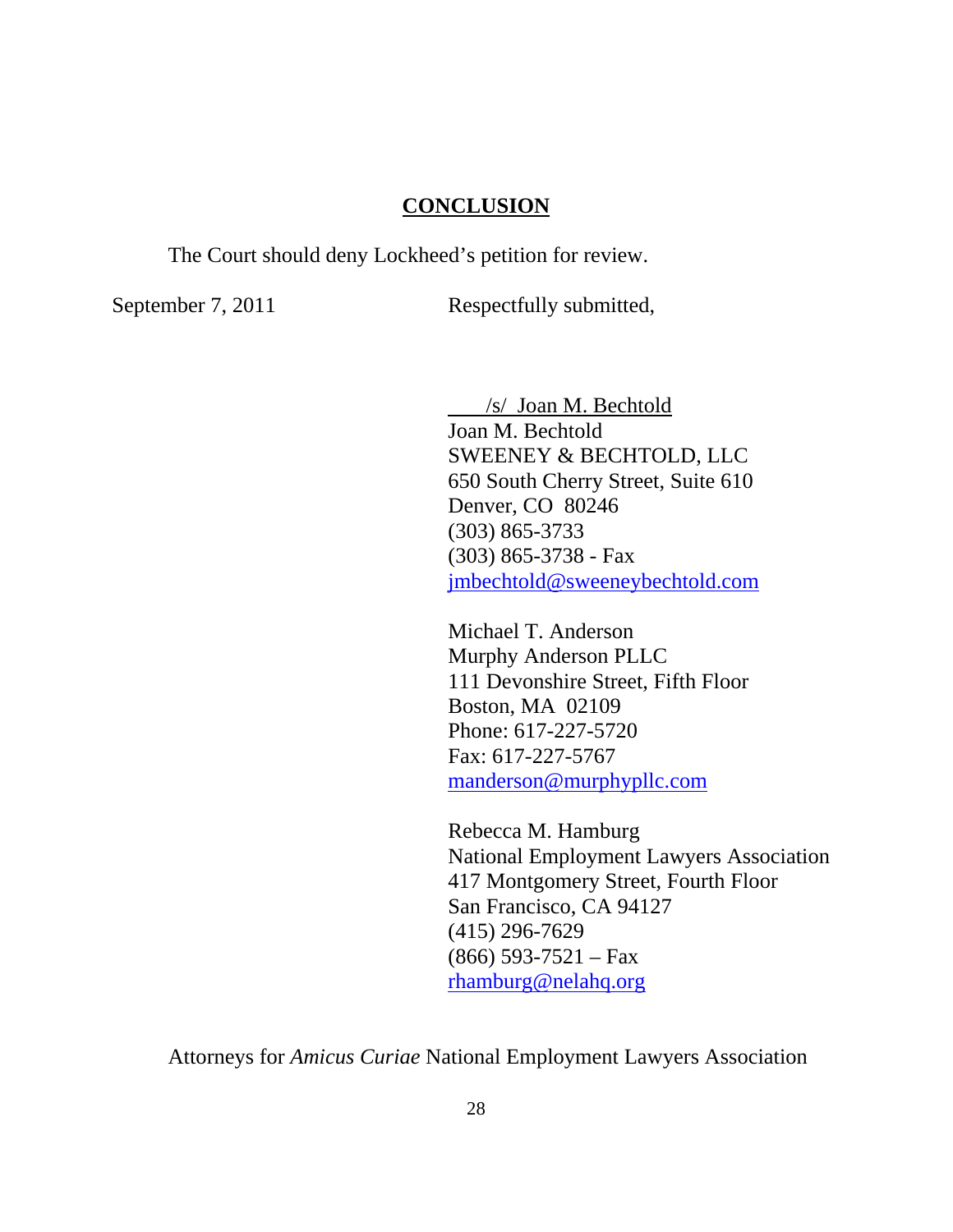## CONCLUSION

The Court should deny Lockheed's petition for review.

September 7, 2011

Respectfully submitted,

/s/ Joan M. Bechtold
Joan M. Bechtold
SWEENEY & BECHTOLD, LLC
650 South Cherry Street, Suite 610
Denver, CO 80246
(303) 865-3733
(303) 865-3738 - Fax
jmbechtold@sweeneybechtold.com

Michael T. Anderson
Murphy Anderson PLLC
111 Devonshire Street, Fifth Floor
Boston, MA 02109
Phone: 617-227-5720
Fax: 617-227-5767
manderson@murphypllc.com

Rebecca M. Hamburg
National Employment Lawyers Association
417 Montgomery Street, Fourth Floor
San Francisco, CA 94127
(415) 296-7629
(866) 593-7521 – Fax
rhamburg@nelahq.org

Attorneys for *Amicus Curiae* National Employment Lawyers Association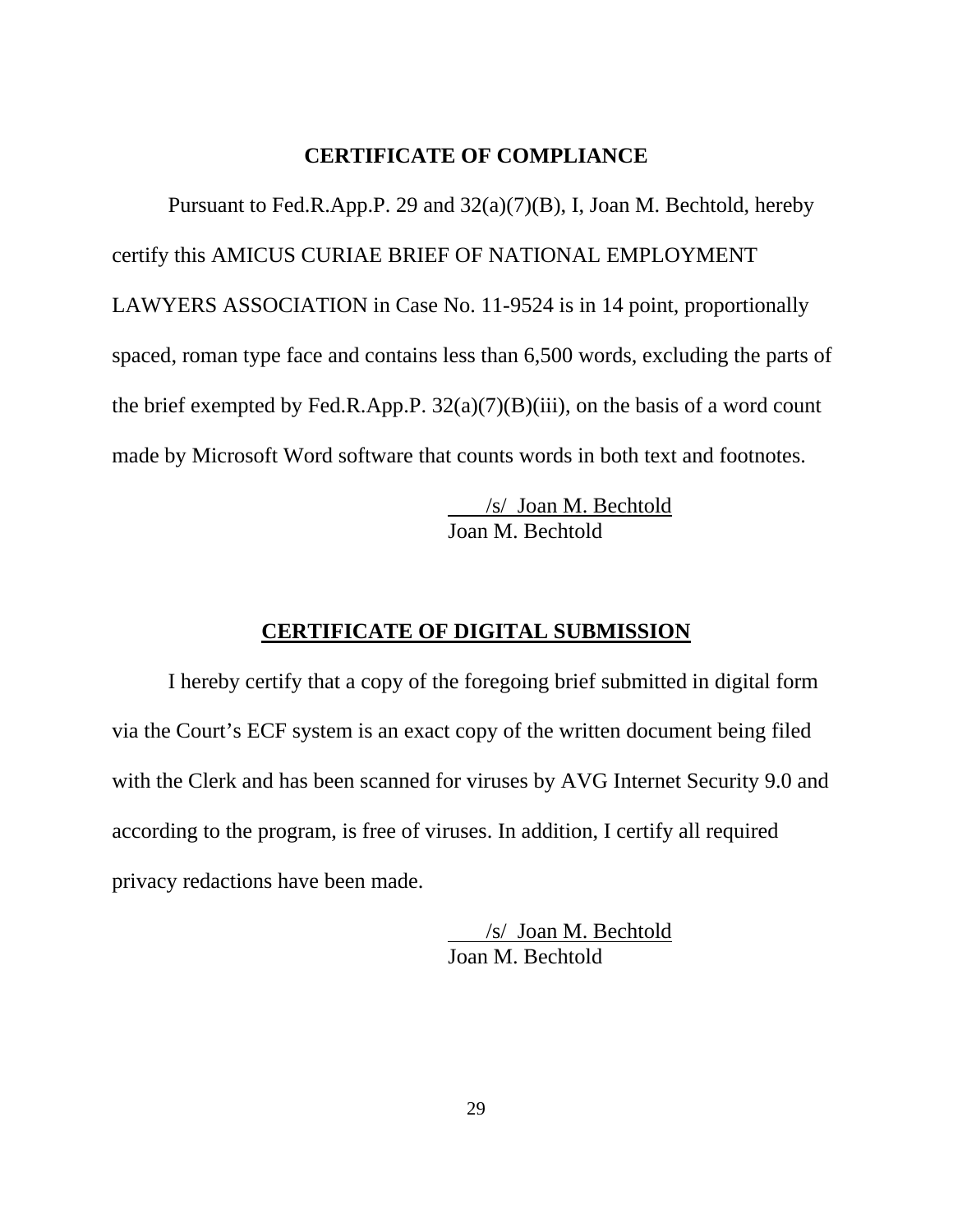## CERTIFICATE OF COMPLIANCE

Pursuant to Fed.R.App.P. 29 and 32(a)(7)(B), I, Joan M. Bechtold, hereby certify this AMICUS CURIAE BRIEF OF NATIONAL EMPLOYMENT LAWYERS ASSOCIATION in Case No. 11-9524 is in 14 point, proportionally spaced, roman type face and contains less than 6,500 words, excluding the parts of the brief exempted by Fed.R.App.P. 32(a)(7)(B)(iii), on the basis of a word count made by Microsoft Word software that counts words in both text and footnotes.

/s/ Joan M. Bechtold
Joan M. Bechtold

## CERTIFICATE OF DIGITAL SUBMISSION

I hereby certify that a copy of the foregoing brief submitted in digital form via the Court's ECF system is an exact copy of the written document being filed with the Clerk and has been scanned for viruses by AVG Internet Security 9.0 and according to the program, is free of viruses. In addition, I certify all required privacy redactions have been made.

/s/ Joan M. Bechtold
Joan M. Bechtold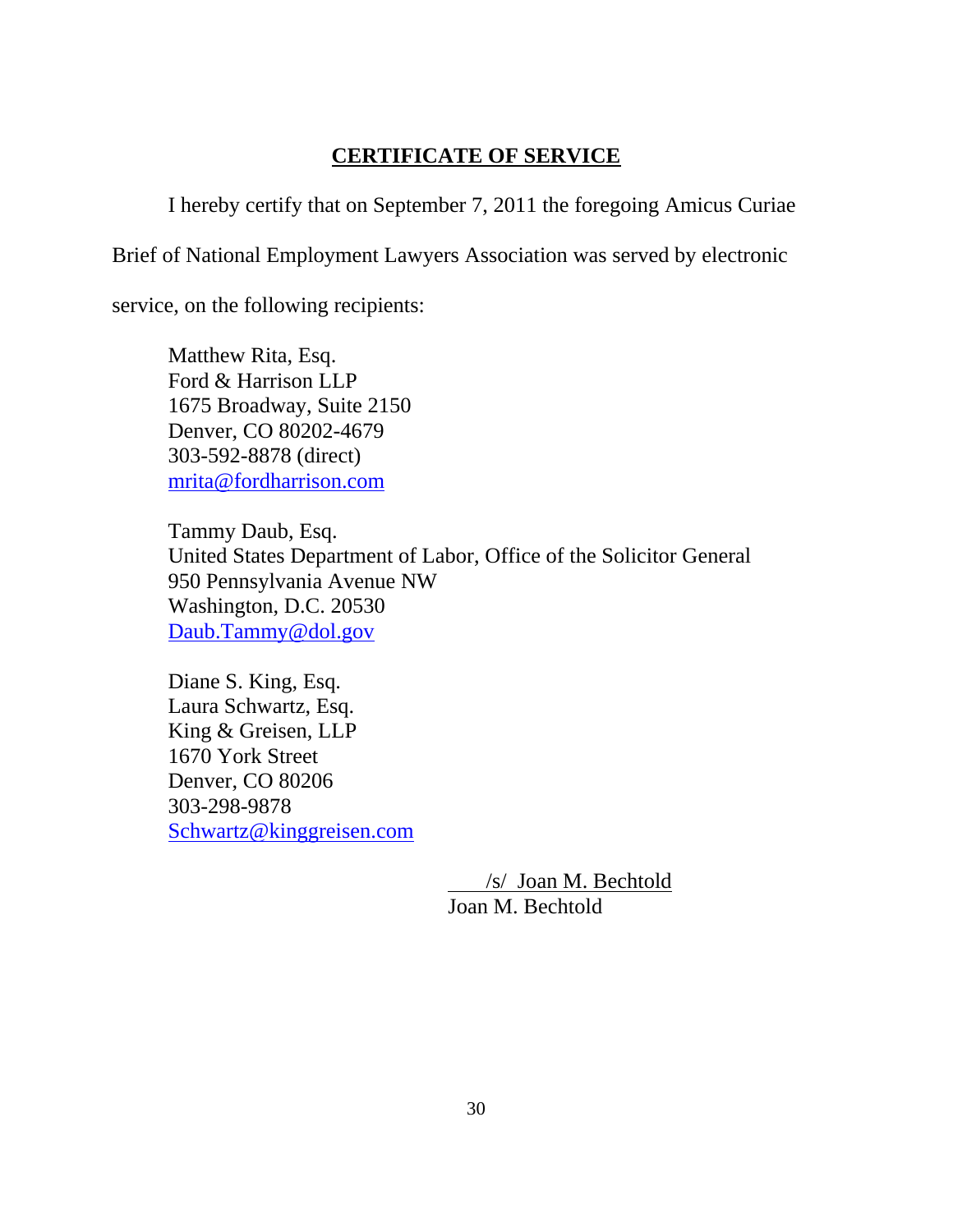## CERTIFICATE OF SERVICE

I hereby certify that on September 7, 2011 the foregoing Amicus Curiae Brief of National Employment Lawyers Association was served by electronic service, on the following recipients:

Matthew Rita, Esq.
Ford & Harrison LLP
1675 Broadway, Suite 2150
Denver, CO 80202-4679
303-592-8878 (direct)
mrita@fordharrison.com

Tammy Daub, Esq.
United States Department of Labor, Office of the Solicitor General
950 Pennsylvania Avenue NW
Washington, D.C. 20530
Daub.Tammy@dol.gov

Diane S. King, Esq.
Laura Schwartz, Esq.
King & Greisen, LLP
1670 York Street
Denver, CO 80206
303-298-9878
Schwartz@kinggreisen.com

/s/ Joan M. Bechtold
Joan M. Bechtold